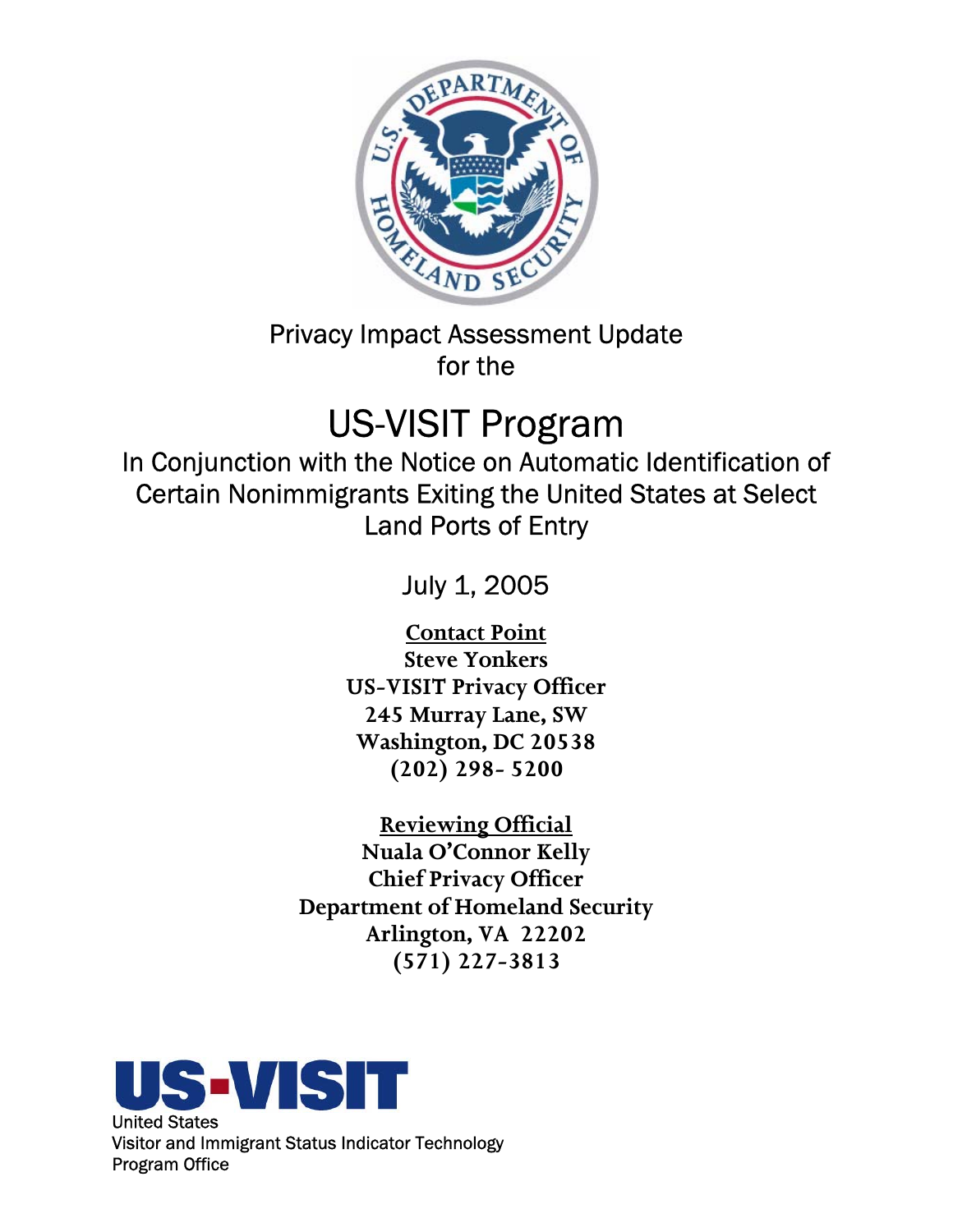Privacy Impact Assessment Update
for the

# US-VISIT Program

## In Conjunction with the Notice on Automatic Identification of Certain Nonimmigrants Exiting the United States at Select Land Ports of Entry

July 1, 2005

**Contact Point**
**Steve Yonkers**
**US-VISIT Privacy Officer**
**245 Murray Lane, SW**
**Washington, DC 20538**
**(202) 298- 5200**

**Reviewing Official**
**Nuala O'Connor Kelly**
**Chief Privacy Officer**
**Department of Homeland Security**
**Arlington, VA 22202**
**(571) 227-3813**

**US-VISIT**
United States
Visitor and Immigrant Status Indicator Technology
Program Office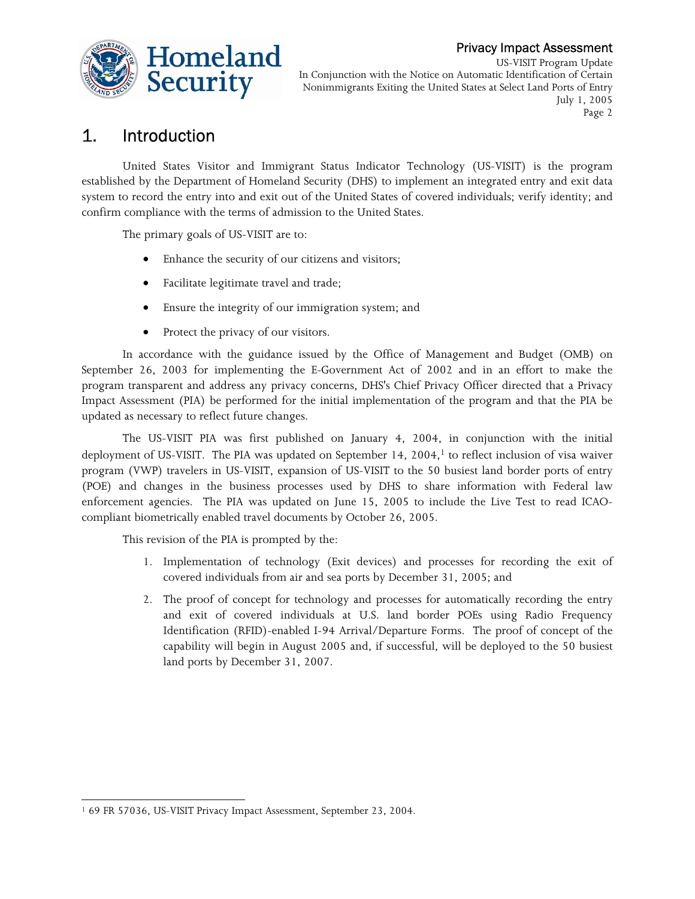# 1. Introduction

United States Visitor and Immigrant Status Indicator Technology (US-VISIT) is the program established by the Department of Homeland Security (DHS) to implement an integrated entry and exit data system to record the entry into and exit out of the United States of covered individuals; verify identity; and confirm compliance with the terms of admission to the United States.

The primary goals of US-VISIT are to:

- Enhance the security of our citizens and visitors;
- Facilitate legitimate travel and trade;
- Ensure the integrity of our immigration system; and
- Protect the privacy of our visitors.

In accordance with the guidance issued by the Office of Management and Budget (OMB) on September 26, 2003 for implementing the E-Government Act of 2002 and in an effort to make the program transparent and address any privacy concerns, DHS's Chief Privacy Officer directed that a Privacy Impact Assessment (PIA) be performed for the initial implementation of the program and that the PIA be updated as necessary to reflect future changes.

The US-VISIT PIA was first published on January 4, 2004, in conjunction with the initial deployment of US-VISIT. The PIA was updated on September 14, 2004,[1] to reflect inclusion of visa waiver program (VWP) travelers in US-VISIT, expansion of US-VISIT to the 50 busiest land border ports of entry (POE) and changes in the business processes used by DHS to share information with Federal law enforcement agencies. The PIA was updated on June 15, 2005 to include the Live Test to read ICAO-compliant biometrically enabled travel documents by October 26, 2005.

This revision of the PIA is prompted by the:

1. Implementation of technology (Exit devices) and processes for recording the exit of covered individuals from air and sea ports by December 31, 2005; and
2. The proof of concept for technology and processes for automatically recording the entry and exit of covered individuals at U.S. land border POEs using Radio Frequency Identification (RFID)-enabled I-94 Arrival/Departure Forms. The proof of concept of the capability will begin in August 2005 and, if successful, will be deployed to the 50 busiest land ports by December 31, 2007.

---

[1] 69 FR 57036, US-VISIT Privacy Impact Assessment, September 23, 2004.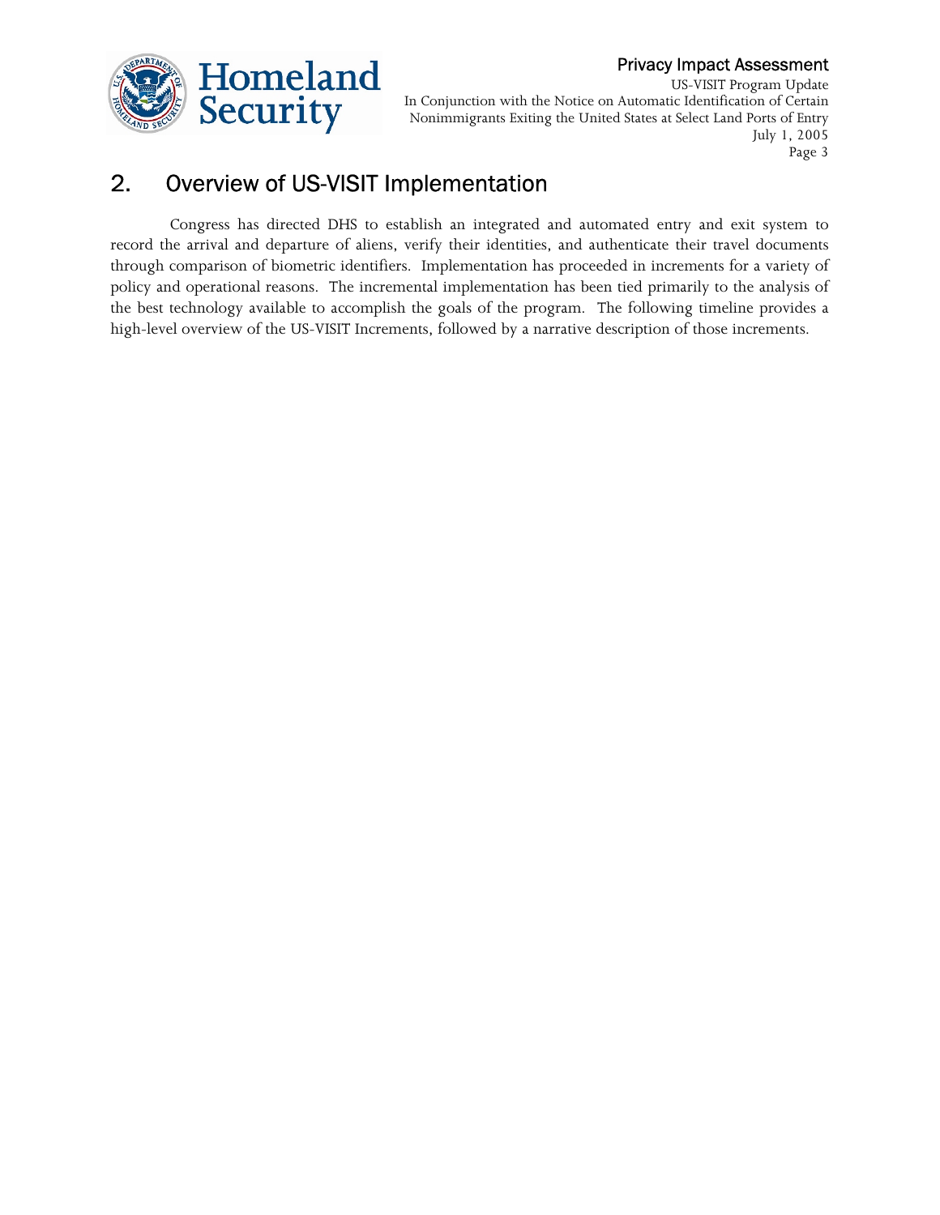## 2. Overview of US-VISIT Implementation

Congress has directed DHS to establish an integrated and automated entry and exit system to record the arrival and departure of aliens, verify their identities, and authenticate their travel documents through comparison of biometric identifiers. Implementation has proceeded in increments for a variety of policy and operational reasons. The incremental implementation has been tied primarily to the analysis of the best technology available to accomplish the goals of the program. The following timeline provides a high-level overview of the US-VISIT Increments, followed by a narrative description of those increments.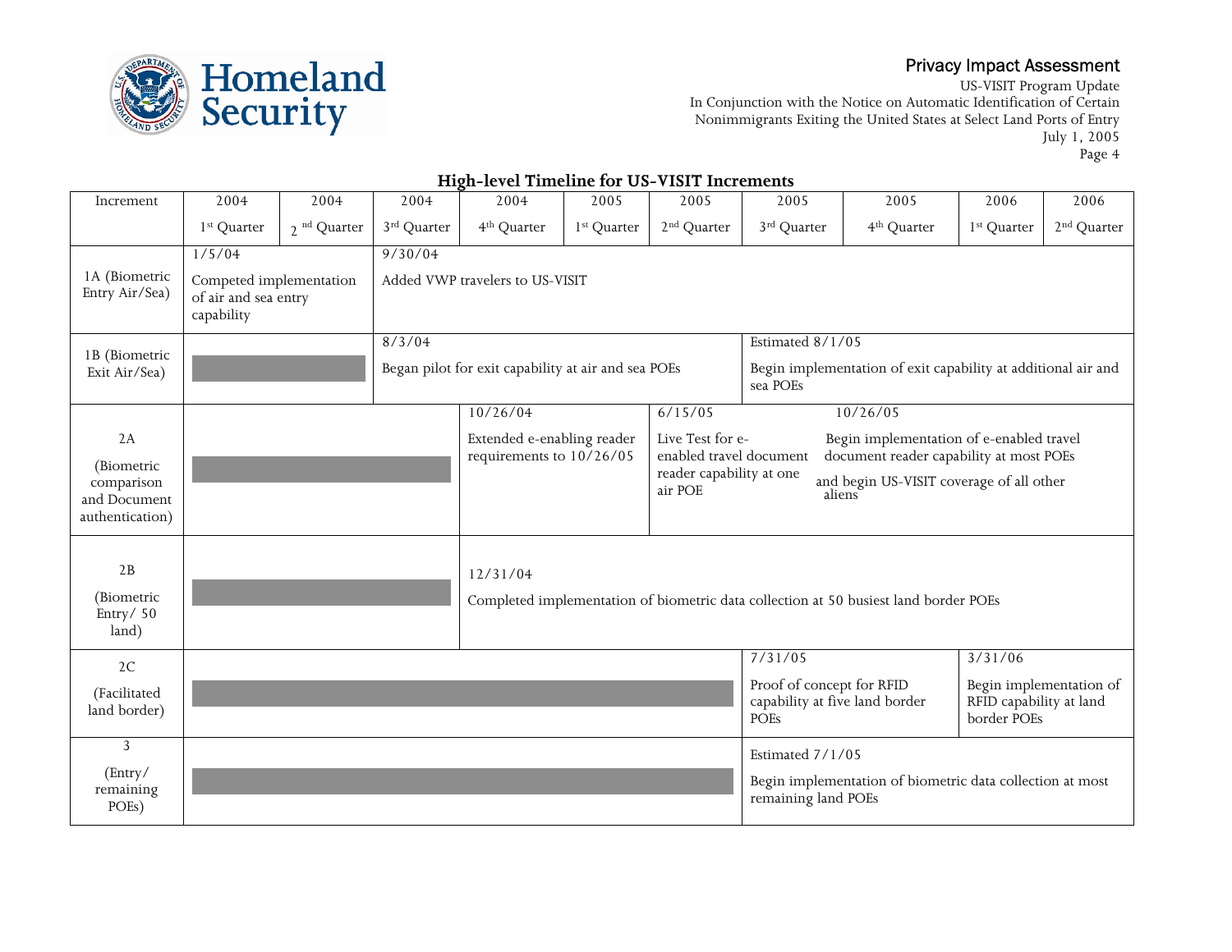**High-level Timeline for US-VISIT Increments**

| Increment | 2004 1st Quarter | 2004 2nd Quarter | 2004 3rd Quarter | 2004 4th Quarter | 2005 1st Quarter | 2005 2nd Quarter | 2005 3rd Quarter | 2005 4th Quarter | 2006 1st Quarter | 2006 2nd Quarter |
|---|---|---|---|---|---|---|---|---|---|---|
| 1A (Biometric Entry Air/Sea) | 1/5/04 Competed implementation of air and sea entry capability | | 9/30/04 Added VWP travelers to US-VISIT | | | | | | | |
| 1B (Biometric Exit Air/Sea) | | | 8/3/04 Began pilot for exit capability at air and sea POEs | | | | Estimated 8/1/05 Begin implementation of exit capability at additional air and sea POEs | | | |
| 2A (Biometric comparison and Document authentication) | | | | 10/26/04 Extended e-enabling reader requirements to 10/26/05 | | 6/15/05 Live Test for e-enabled travel document reader capability at one air POE | | 10/26/05 Begin implementation of e-enabled travel document reader capability at most POEs and begin US-VISIT coverage of all other aliens | | |
| 2B (Biometric Entry/ 50 land) | | | | 12/31/04 Completed implementation of biometric data collection at 50 busiest land border POEs | | | | | | |
| 2C (Facilitated land border) | | | | | | | 7/31/05 Proof of concept for RFID capability at five land border POEs | | 3/31/06 Begin implementation of RFID capability at land border POEs | |
| 3 (Entry/ remaining POEs) | | | | | | | Estimated 7/1/05 Begin implementation of biometric data collection at most remaining land POEs | | | |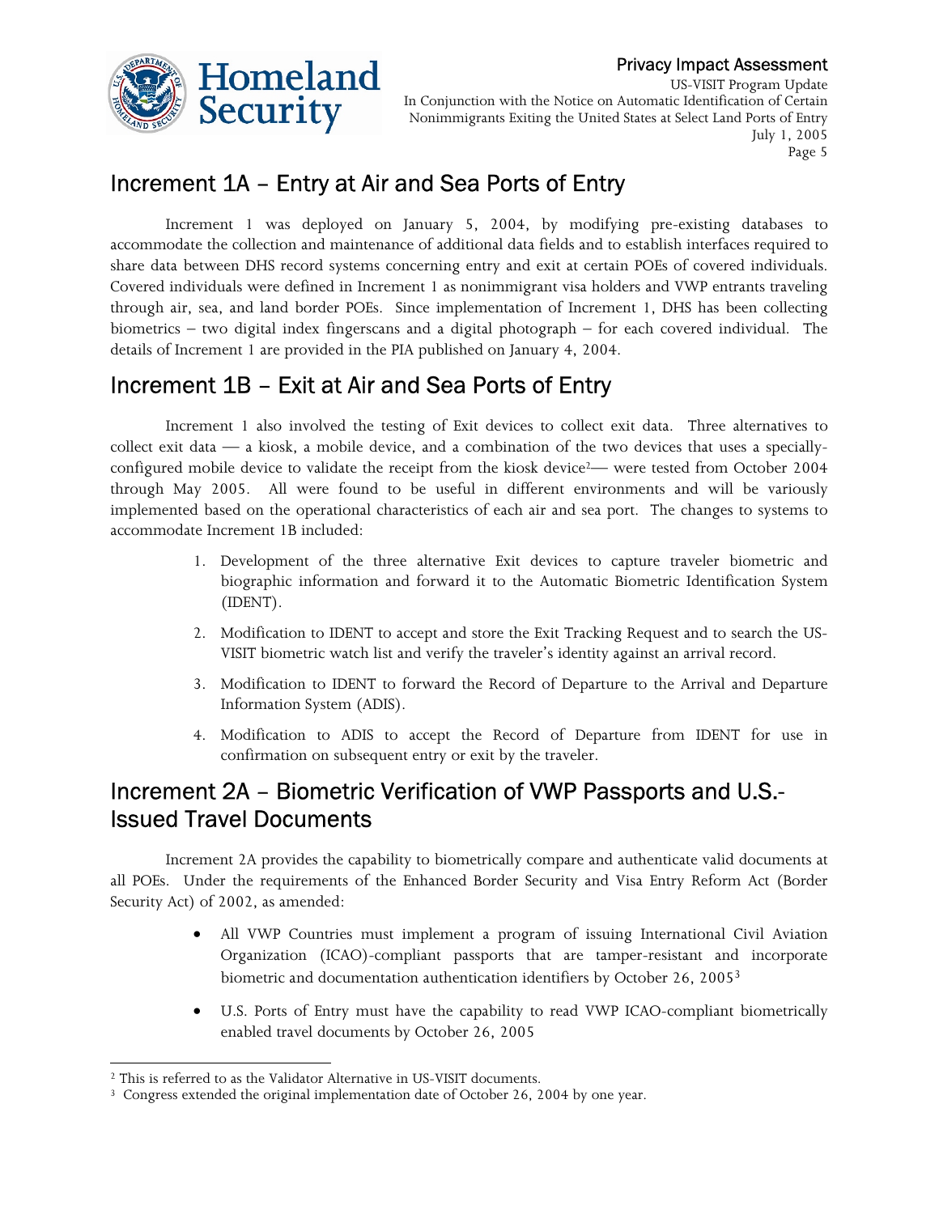## Increment 1A – Entry at Air and Sea Ports of Entry

Increment 1 was deployed on January 5, 2004, by modifying pre-existing databases to accommodate the collection and maintenance of additional data fields and to establish interfaces required to share data between DHS record systems concerning entry and exit at certain POEs of covered individuals. Covered individuals were defined in Increment 1 as nonimmigrant visa holders and VWP entrants traveling through air, sea, and land border POEs. Since implementation of Increment 1, DHS has been collecting biometrics – two digital index fingerscans and a digital photograph – for each covered individual. The details of Increment 1 are provided in the PIA published on January 4, 2004.

## Increment 1B – Exit at Air and Sea Ports of Entry

Increment 1 also involved the testing of Exit devices to collect exit data. Three alternatives to collect exit data — a kiosk, a mobile device, and a combination of the two devices that uses a specially-configured mobile device to validate the receipt from the kiosk device[2]— were tested from October 2004 through May 2005. All were found to be useful in different environments and will be variously implemented based on the operational characteristics of each air and sea port. The changes to systems to accommodate Increment 1B included:

1. Development of the three alternative Exit devices to capture traveler biometric and biographic information and forward it to the Automatic Biometric Identification System (IDENT).
2. Modification to IDENT to accept and store the Exit Tracking Request and to search the US-VISIT biometric watch list and verify the traveler's identity against an arrival record.
3. Modification to IDENT to forward the Record of Departure to the Arrival and Departure Information System (ADIS).
4. Modification to ADIS to accept the Record of Departure from IDENT for use in confirmation on subsequent entry or exit by the traveler.

## Increment 2A – Biometric Verification of VWP Passports and U.S.-Issued Travel Documents

Increment 2A provides the capability to biometrically compare and authenticate valid documents at all POEs. Under the requirements of the Enhanced Border Security and Visa Entry Reform Act (Border Security Act) of 2002, as amended:

- All VWP Countries must implement a program of issuing International Civil Aviation Organization (ICAO)-compliant passports that are tamper-resistant and incorporate biometric and documentation authentication identifiers by October 26, 2005[3]
- U.S. Ports of Entry must have the capability to read VWP ICAO-compliant biometrically enabled travel documents by October 26, 2005

---

[2] This is referred to as the Validator Alternative in US-VISIT documents.

[3] Congress extended the original implementation date of October 26, 2004 by one year.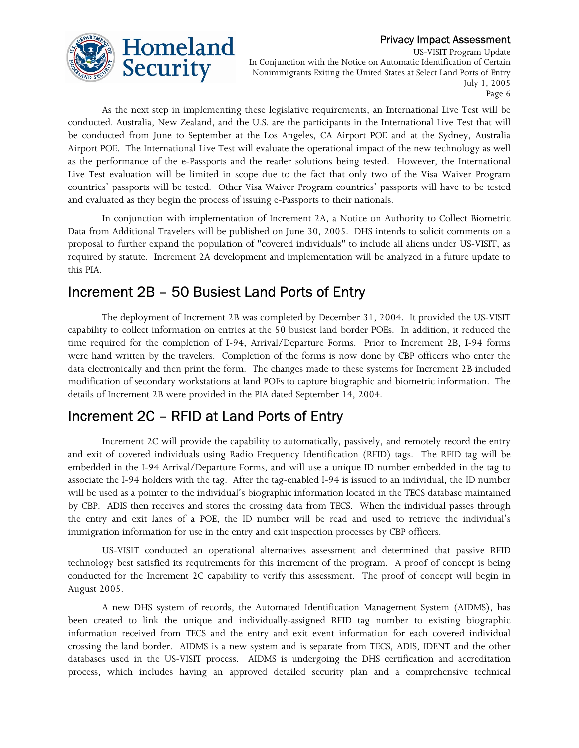As the next step in implementing these legislative requirements, an International Live Test will be conducted. Australia, New Zealand, and the U.S. are the participants in the International Live Test that will be conducted from June to September at the Los Angeles, CA Airport POE and at the Sydney, Australia Airport POE. The International Live Test will evaluate the operational impact of the new technology as well as the performance of the e-Passports and the reader solutions being tested. However, the International Live Test evaluation will be limited in scope due to the fact that only two of the Visa Waiver Program countries' passports will be tested. Other Visa Waiver Program countries' passports will have to be tested and evaluated as they begin the process of issuing e-Passports to their nationals.

In conjunction with implementation of Increment 2A, a Notice on Authority to Collect Biometric Data from Additional Travelers will be published on June 30, 2005. DHS intends to solicit comments on a proposal to further expand the population of "covered individuals" to include all aliens under US-VISIT, as required by statute. Increment 2A development and implementation will be analyzed in a future update to this PIA.

## Increment 2B – 50 Busiest Land Ports of Entry

The deployment of Increment 2B was completed by December 31, 2004. It provided the US-VISIT capability to collect information on entries at the 50 busiest land border POEs. In addition, it reduced the time required for the completion of I-94, Arrival/Departure Forms. Prior to Increment 2B, I-94 forms were hand written by the travelers. Completion of the forms is now done by CBP officers who enter the data electronically and then print the form. The changes made to these systems for Increment 2B included modification of secondary workstations at land POEs to capture biographic and biometric information. The details of Increment 2B were provided in the PIA dated September 14, 2004.

## Increment 2C – RFID at Land Ports of Entry

Increment 2C will provide the capability to automatically, passively, and remotely record the entry and exit of covered individuals using Radio Frequency Identification (RFID) tags. The RFID tag will be embedded in the I-94 Arrival/Departure Forms, and will use a unique ID number embedded in the tag to associate the I-94 holders with the tag. After the tag-enabled I-94 is issued to an individual, the ID number will be used as a pointer to the individual's biographic information located in the TECS database maintained by CBP. ADIS then receives and stores the crossing data from TECS. When the individual passes through the entry and exit lanes of a POE, the ID number will be read and used to retrieve the individual's immigration information for use in the entry and exit inspection processes by CBP officers.

US-VISIT conducted an operational alternatives assessment and determined that passive RFID technology best satisfied its requirements for this increment of the program. A proof of concept is being conducted for the Increment 2C capability to verify this assessment. The proof of concept will begin in August 2005.

A new DHS system of records, the Automated Identification Management System (AIDMS), has been created to link the unique and individually-assigned RFID tag number to existing biographic information received from TECS and the entry and exit event information for each covered individual crossing the land border. AIDMS is a new system and is separate from TECS, ADIS, IDENT and the other databases used in the US-VISIT process. AIDMS is undergoing the DHS certification and accreditation process, which includes having an approved detailed security plan and a comprehensive technical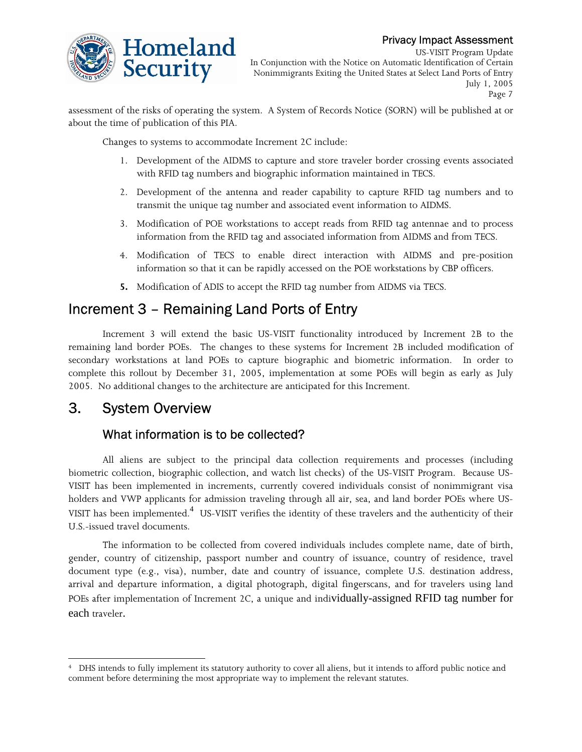assessment of the risks of operating the system. A System of Records Notice (SORN) will be published at or about the time of publication of this PIA.

Changes to systems to accommodate Increment 2C include:

1. Development of the AIDMS to capture and store traveler border crossing events associated with RFID tag numbers and biographic information maintained in TECS.
2. Development of the antenna and reader capability to capture RFID tag numbers and to transmit the unique tag number and associated event information to AIDMS.
3. Modification of POE workstations to accept reads from RFID tag antennae and to process information from the RFID tag and associated information from AIDMS and from TECS.
4. Modification of TECS to enable direct interaction with AIDMS and pre-position information so that it can be rapidly accessed on the POE workstations by CBP officers.
5. Modification of ADIS to accept the RFID tag number from AIDMS via TECS.

## Increment 3 – Remaining Land Ports of Entry

Increment 3 will extend the basic US-VISIT functionality introduced by Increment 2B to the remaining land border POEs. The changes to these systems for Increment 2B included modification of secondary workstations at land POEs to capture biographic and biometric information. In order to complete this rollout by December 31, 2005, implementation at some POEs will begin as early as July 2005. No additional changes to the architecture are anticipated for this Increment.

# 3. System Overview

## What information is to be collected?

All aliens are subject to the principal data collection requirements and processes (including biometric collection, biographic collection, and watch list checks) of the US-VISIT Program. Because US-VISIT has been implemented in increments, currently covered individuals consist of nonimmigrant visa holders and VWP applicants for admission traveling through all air, sea, and land border POEs where US-VISIT has been implemented.[4] US-VISIT verifies the identity of these travelers and the authenticity of their U.S.-issued travel documents.

The information to be collected from covered individuals includes complete name, date of birth, gender, country of citizenship, passport number and country of issuance, country of residence, travel document type (e.g., visa), number, date and country of issuance, complete U.S. destination address, arrival and departure information, a digital photograph, digital fingerscans, and for travelers using land POEs after implementation of Increment 2C, a unique and individually-assigned RFID tag number for each traveler.

---

[4] DHS intends to fully implement its statutory authority to cover all aliens, but it intends to afford public notice and comment before determining the most appropriate way to implement the relevant statutes.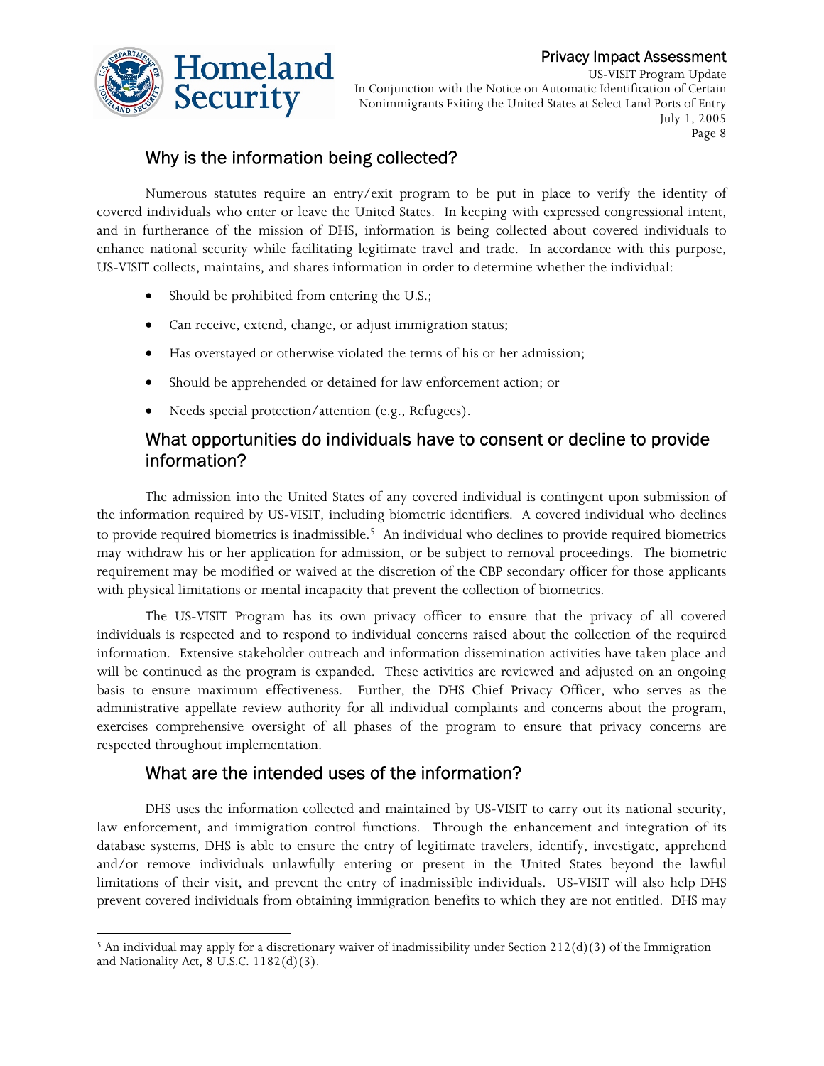## Why is the information being collected?

Numerous statutes require an entry/exit program to be put in place to verify the identity of covered individuals who enter or leave the United States. In keeping with expressed congressional intent, and in furtherance of the mission of DHS, information is being collected about covered individuals to enhance national security while facilitating legitimate travel and trade. In accordance with this purpose, US-VISIT collects, maintains, and shares information in order to determine whether the individual:

- Should be prohibited from entering the U.S.;
- Can receive, extend, change, or adjust immigration status;
- Has overstayed or otherwise violated the terms of his or her admission;
- Should be apprehended or detained for law enforcement action; or
- Needs special protection/attention (e.g., Refugees).

## What opportunities do individuals have to consent or decline to provide information?

The admission into the United States of any covered individual is contingent upon submission of the information required by US-VISIT, including biometric identifiers. A covered individual who declines to provide required biometrics is inadmissible.[5] An individual who declines to provide required biometrics may withdraw his or her application for admission, or be subject to removal proceedings. The biometric requirement may be modified or waived at the discretion of the CBP secondary officer for those applicants with physical limitations or mental incapacity that prevent the collection of biometrics.

The US-VISIT Program has its own privacy officer to ensure that the privacy of all covered individuals is respected and to respond to individual concerns raised about the collection of the required information. Extensive stakeholder outreach and information dissemination activities have taken place and will be continued as the program is expanded. These activities are reviewed and adjusted on an ongoing basis to ensure maximum effectiveness. Further, the DHS Chief Privacy Officer, who serves as the administrative appellate review authority for all individual complaints and concerns about the program, exercises comprehensive oversight of all phases of the program to ensure that privacy concerns are respected throughout implementation.

## What are the intended uses of the information?

DHS uses the information collected and maintained by US-VISIT to carry out its national security, law enforcement, and immigration control functions. Through the enhancement and integration of its database systems, DHS is able to ensure the entry of legitimate travelers, identify, investigate, apprehend and/or remove individuals unlawfully entering or present in the United States beyond the lawful limitations of their visit, and prevent the entry of inadmissible individuals. US-VISIT will also help DHS prevent covered individuals from obtaining immigration benefits to which they are not entitled. DHS may

---

[5] An individual may apply for a discretionary waiver of inadmissibility under Section 212(d)(3) of the Immigration and Nationality Act, 8 U.S.C. 1182(d)(3).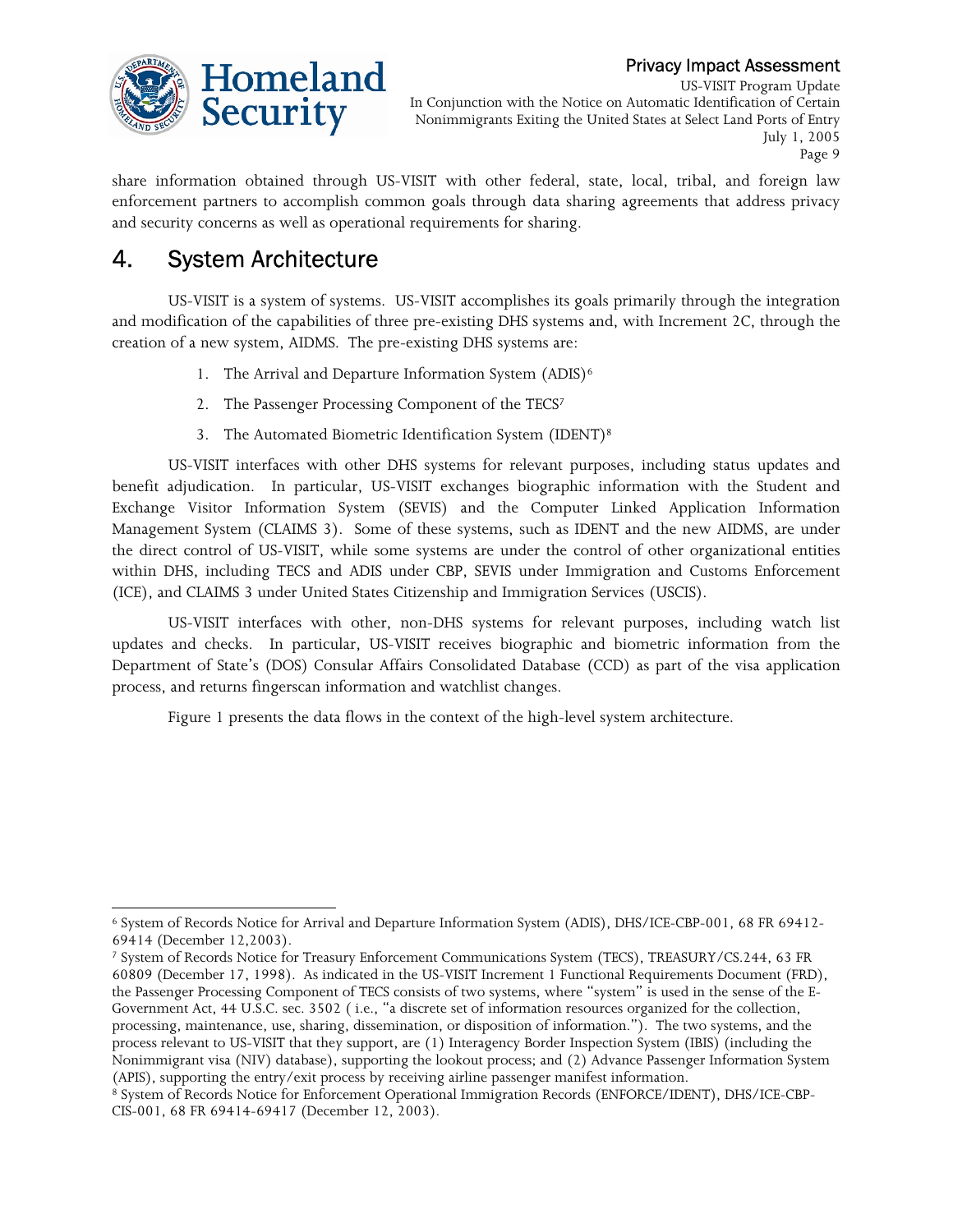share information obtained through US-VISIT with other federal, state, local, tribal, and foreign law enforcement partners to accomplish common goals through data sharing agreements that address privacy and security concerns as well as operational requirements for sharing.

## 4. System Architecture

US-VISIT is a system of systems. US-VISIT accomplishes its goals primarily through the integration and modification of the capabilities of three pre-existing DHS systems and, with Increment 2C, through the creation of a new system, AIDMS. The pre-existing DHS systems are:

1. The Arrival and Departure Information System (ADIS)[6]
2. The Passenger Processing Component of the TECS[7]
3. The Automated Biometric Identification System (IDENT)[8]

US-VISIT interfaces with other DHS systems for relevant purposes, including status updates and benefit adjudication. In particular, US-VISIT exchanges biographic information with the Student and Exchange Visitor Information System (SEVIS) and the Computer Linked Application Information Management System (CLAIMS 3). Some of these systems, such as IDENT and the new AIDMS, are under the direct control of US-VISIT, while some systems are under the control of other organizational entities within DHS, including TECS and ADIS under CBP, SEVIS under Immigration and Customs Enforcement (ICE), and CLAIMS 3 under United States Citizenship and Immigration Services (USCIS).

US-VISIT interfaces with other, non-DHS systems for relevant purposes, including watch list updates and checks. In particular, US-VISIT receives biographic and biometric information from the Department of State's (DOS) Consular Affairs Consolidated Database (CCD) as part of the visa application process, and returns fingerscan information and watchlist changes.

Figure 1 presents the data flows in the context of the high-level system architecture.

---

[6] System of Records Notice for Arrival and Departure Information System (ADIS), DHS/ICE-CBP-001, 68 FR 69412-69414 (December 12,2003).

[7] System of Records Notice for Treasury Enforcement Communications System (TECS), TREASURY/CS.244, 63 FR 60809 (December 17, 1998). As indicated in the US-VISIT Increment 1 Functional Requirements Document (FRD), the Passenger Processing Component of TECS consists of two systems, where "system" is used in the sense of the E-Government Act, 44 U.S.C. sec. 3502 ( i.e., "a discrete set of information resources organized for the collection, processing, maintenance, use, sharing, dissemination, or disposition of information."). The two systems, and the process relevant to US-VISIT that they support, are (1) Interagency Border Inspection System (IBIS) (including the Nonimmigrant visa (NIV) database), supporting the lookout process; and (2) Advance Passenger Information System (APIS), supporting the entry/exit process by receiving airline passenger manifest information.

[8] System of Records Notice for Enforcement Operational Immigration Records (ENFORCE/IDENT), DHS/ICE-CBP-CIS-001, 68 FR 69414-69417 (December 12, 2003).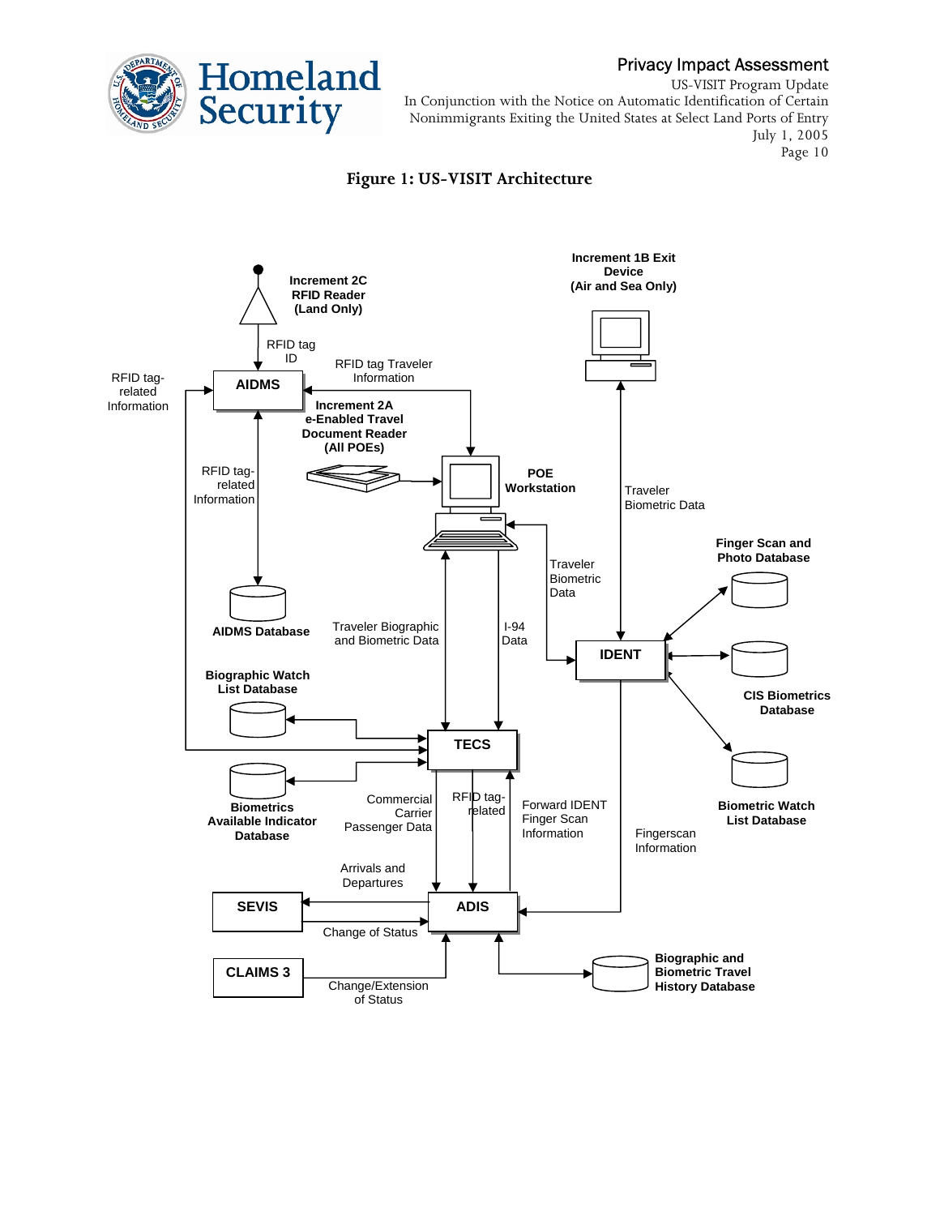**Figure 1: US-VISIT Architecture**

Increment 2C RFID Reader (Land Only)

RFID tag ID

Increment 1B Exit Device (Air and Sea Only)

RFID tag-related Information

AIDMS

RFID tag Traveler Information

Increment 2A e-Enabled Travel Document Reader (All POEs)

POE Workstation

Traveler Biometric Data

RFID tag-related Information

Finger Scan and Photo Database

Traveler Biometric Data

AIDMS Database

Traveler Biographic and Biometric Data

I-94 Data

IDENT

Biographic Watch List Database

CIS Biometrics Database

TECS

Biometrics Available Indicator Database

Commercial Carrier Passenger Data

RFID tag-related

Forward IDENT Finger Scan Information

Biometric Watch List Database

Fingerscan Information

Arrivals and Departures

SEVIS

ADIS

Change of Status

CLAIMS 3

Change/Extension of Status

Biographic and Biometric Travel History Database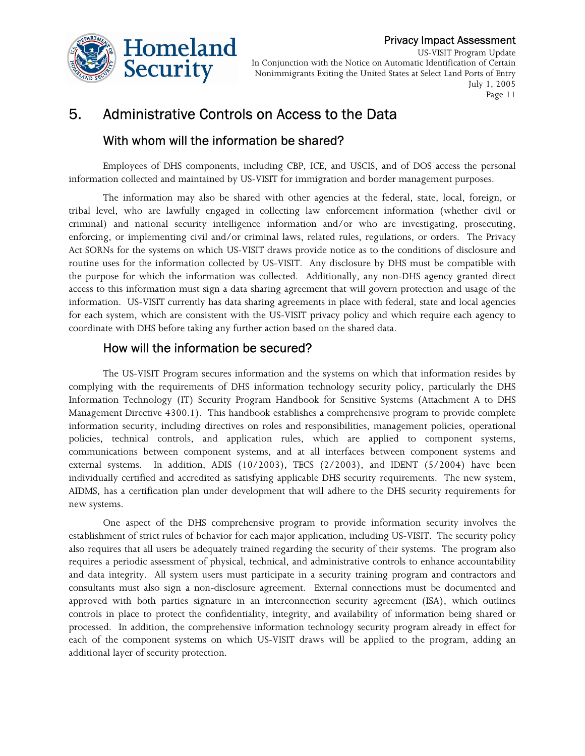## 5. Administrative Controls on Access to the Data

### With whom will the information be shared?

Employees of DHS components, including CBP, ICE, and USCIS, and of DOS access the personal information collected and maintained by US-VISIT for immigration and border management purposes.

The information may also be shared with other agencies at the federal, state, local, foreign, or tribal level, who are lawfully engaged in collecting law enforcement information (whether civil or criminal) and national security intelligence information and/or who are investigating, prosecuting, enforcing, or implementing civil and/or criminal laws, related rules, regulations, or orders. The Privacy Act SORNs for the systems on which US-VISIT draws provide notice as to the conditions of disclosure and routine uses for the information collected by US-VISIT. Any disclosure by DHS must be compatible with the purpose for which the information was collected. Additionally, any non-DHS agency granted direct access to this information must sign a data sharing agreement that will govern protection and usage of the information. US-VISIT currently has data sharing agreements in place with federal, state and local agencies for each system, which are consistent with the US-VISIT privacy policy and which require each agency to coordinate with DHS before taking any further action based on the shared data.

### How will the information be secured?

The US-VISIT Program secures information and the systems on which that information resides by complying with the requirements of DHS information technology security policy, particularly the DHS Information Technology (IT) Security Program Handbook for Sensitive Systems (Attachment A to DHS Management Directive 4300.1). This handbook establishes a comprehensive program to provide complete information security, including directives on roles and responsibilities, management policies, operational policies, technical controls, and application rules, which are applied to component systems, communications between component systems, and at all interfaces between component systems and external systems. In addition, ADIS (10/2003), TECS (2/2003), and IDENT (5/2004) have been individually certified and accredited as satisfying applicable DHS security requirements. The new system, AIDMS, has a certification plan under development that will adhere to the DHS security requirements for new systems.

One aspect of the DHS comprehensive program to provide information security involves the establishment of strict rules of behavior for each major application, including US-VISIT. The security policy also requires that all users be adequately trained regarding the security of their systems. The program also requires a periodic assessment of physical, technical, and administrative controls to enhance accountability and data integrity. All system users must participate in a security training program and contractors and consultants must also sign a non-disclosure agreement. External connections must be documented and approved with both parties signature in an interconnection security agreement (ISA), which outlines controls in place to protect the confidentiality, integrity, and availability of information being shared or processed. In addition, the comprehensive information technology security program already in effect for each of the component systems on which US-VISIT draws will be applied to the program, adding an additional layer of security protection.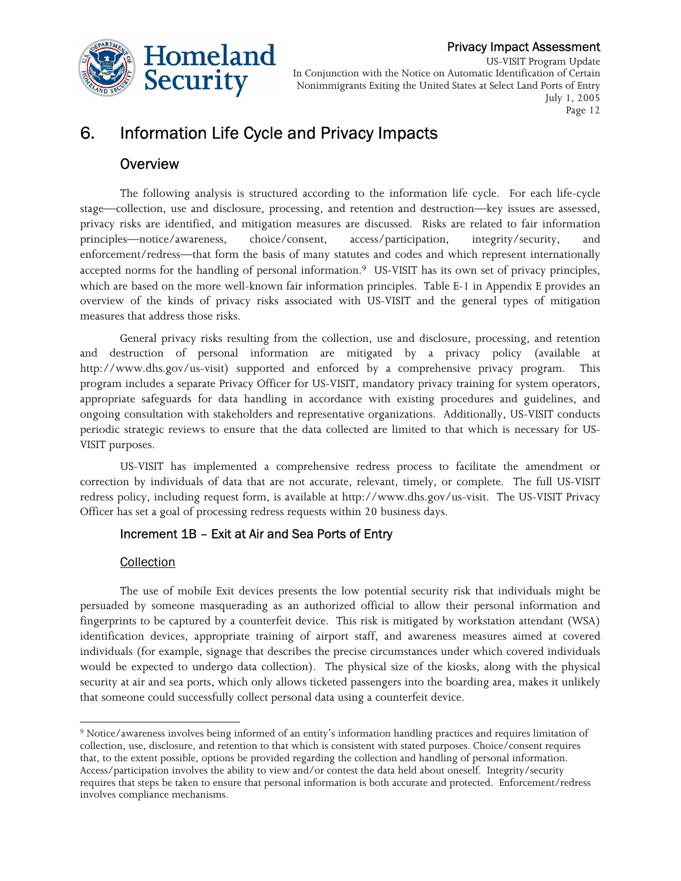# 6. Information Life Cycle and Privacy Impacts

## Overview

The following analysis is structured according to the information life cycle. For each life-cycle stage—collection, use and disclosure, processing, and retention and destruction—key issues are assessed, privacy risks are identified, and mitigation measures are discussed. Risks are related to fair information principles—notice/awareness, choice/consent, access/participation, integrity/security, and enforcement/redress—that form the basis of many statutes and codes and which represent internationally accepted norms for the handling of personal information.[9] US-VISIT has its own set of privacy principles, which are based on the more well-known fair information principles. Table E-1 in Appendix E provides an overview of the kinds of privacy risks associated with US-VISIT and the general types of mitigation measures that address those risks.

General privacy risks resulting from the collection, use and disclosure, processing, and retention and destruction of personal information are mitigated by a privacy policy (available at http://www.dhs.gov/us-visit) supported and enforced by a comprehensive privacy program. This program includes a separate Privacy Officer for US-VISIT, mandatory privacy training for system operators, appropriate safeguards for data handling in accordance with existing procedures and guidelines, and ongoing consultation with stakeholders and representative organizations. Additionally, US-VISIT conducts periodic strategic reviews to ensure that the data collected are limited to that which is necessary for US-VISIT purposes.

US-VISIT has implemented a comprehensive redress process to facilitate the amendment or correction by individuals of data that are not accurate, relevant, timely, or complete. The full US-VISIT redress policy, including request form, is available at http://www.dhs.gov/us-visit. The US-VISIT Privacy Officer has set a goal of processing redress requests within 20 business days.

### Increment 1B – Exit at Air and Sea Ports of Entry

#### Collection

The use of mobile Exit devices presents the low potential security risk that individuals might be persuaded by someone masquerading as an authorized official to allow their personal information and fingerprints to be captured by a counterfeit device. This risk is mitigated by workstation attendant (WSA) identification devices, appropriate training of airport staff, and awareness measures aimed at covered individuals (for example, signage that describes the precise circumstances under which covered individuals would be expected to undergo data collection). The physical size of the kiosks, along with the physical security at air and sea ports, which only allows ticketed passengers into the boarding area, makes it unlikely that someone could successfully collect personal data using a counterfeit device.

---

[9] Notice/awareness involves being informed of an entity's information handling practices and requires limitation of collection, use, disclosure, and retention to that which is consistent with stated purposes. Choice/consent requires that, to the extent possible, options be provided regarding the collection and handling of personal information. Access/participation involves the ability to view and/or contest the data held about oneself. Integrity/security requires that steps be taken to ensure that personal information is both accurate and protected. Enforcement/redress involves compliance mechanisms.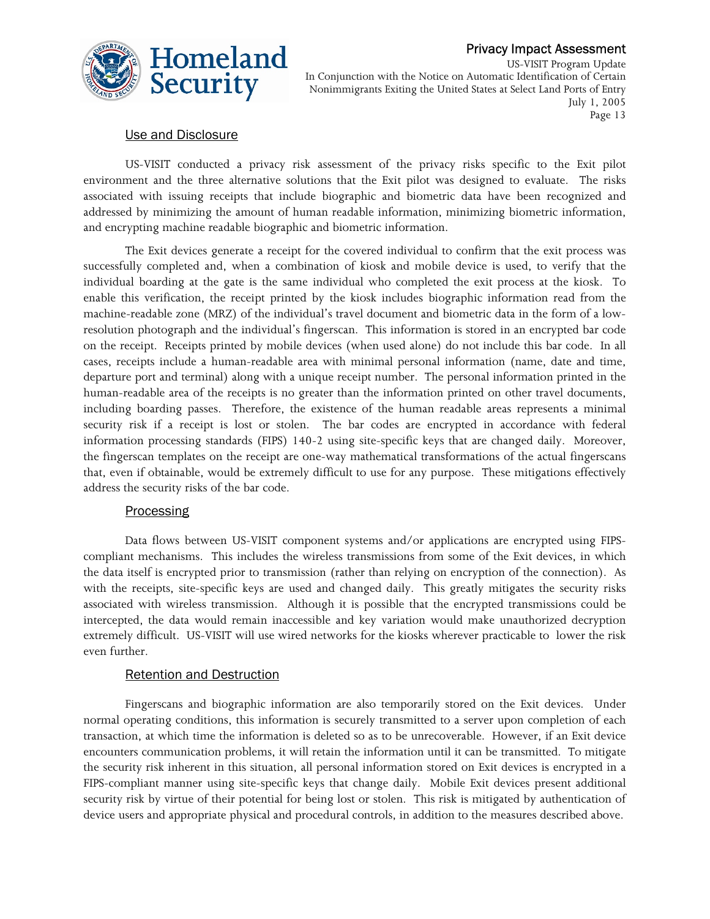### Use and Disclosure

US-VISIT conducted a privacy risk assessment of the privacy risks specific to the Exit pilot environment and the three alternative solutions that the Exit pilot was designed to evaluate. The risks associated with issuing receipts that include biographic and biometric data have been recognized and addressed by minimizing the amount of human readable information, minimizing biometric information, and encrypting machine readable biographic and biometric information.

The Exit devices generate a receipt for the covered individual to confirm that the exit process was successfully completed and, when a combination of kiosk and mobile device is used, to verify that the individual boarding at the gate is the same individual who completed the exit process at the kiosk. To enable this verification, the receipt printed by the kiosk includes biographic information read from the machine-readable zone (MRZ) of the individual's travel document and biometric data in the form of a low-resolution photograph and the individual's fingerscan. This information is stored in an encrypted bar code on the receipt. Receipts printed by mobile devices (when used alone) do not include this bar code. In all cases, receipts include a human-readable area with minimal personal information (name, date and time, departure port and terminal) along with a unique receipt number. The personal information printed in the human-readable area of the receipts is no greater than the information printed on other travel documents, including boarding passes. Therefore, the existence of the human readable areas represents a minimal security risk if a receipt is lost or stolen. The bar codes are encrypted in accordance with federal information processing standards (FIPS) 140-2 using site-specific keys that are changed daily. Moreover, the fingerscan templates on the receipt are one-way mathematical transformations of the actual fingerscans that, even if obtainable, would be extremely difficult to use for any purpose. These mitigations effectively address the security risks of the bar code.

### Processing

Data flows between US-VISIT component systems and/or applications are encrypted using FIPS-compliant mechanisms. This includes the wireless transmissions from some of the Exit devices, in which the data itself is encrypted prior to transmission (rather than relying on encryption of the connection). As with the receipts, site-specific keys are used and changed daily. This greatly mitigates the security risks associated with wireless transmission. Although it is possible that the encrypted transmissions could be intercepted, the data would remain inaccessible and key variation would make unauthorized decryption extremely difficult. US-VISIT will use wired networks for the kiosks wherever practicable to lower the risk even further.

### Retention and Destruction

Fingerscans and biographic information are also temporarily stored on the Exit devices. Under normal operating conditions, this information is securely transmitted to a server upon completion of each transaction, at which time the information is deleted so as to be unrecoverable. However, if an Exit device encounters communication problems, it will retain the information until it can be transmitted. To mitigate the security risk inherent in this situation, all personal information stored on Exit devices is encrypted in a FIPS-compliant manner using site-specific keys that change daily. Mobile Exit devices present additional security risk by virtue of their potential for being lost or stolen. This risk is mitigated by authentication of device users and appropriate physical and procedural controls, in addition to the measures described above.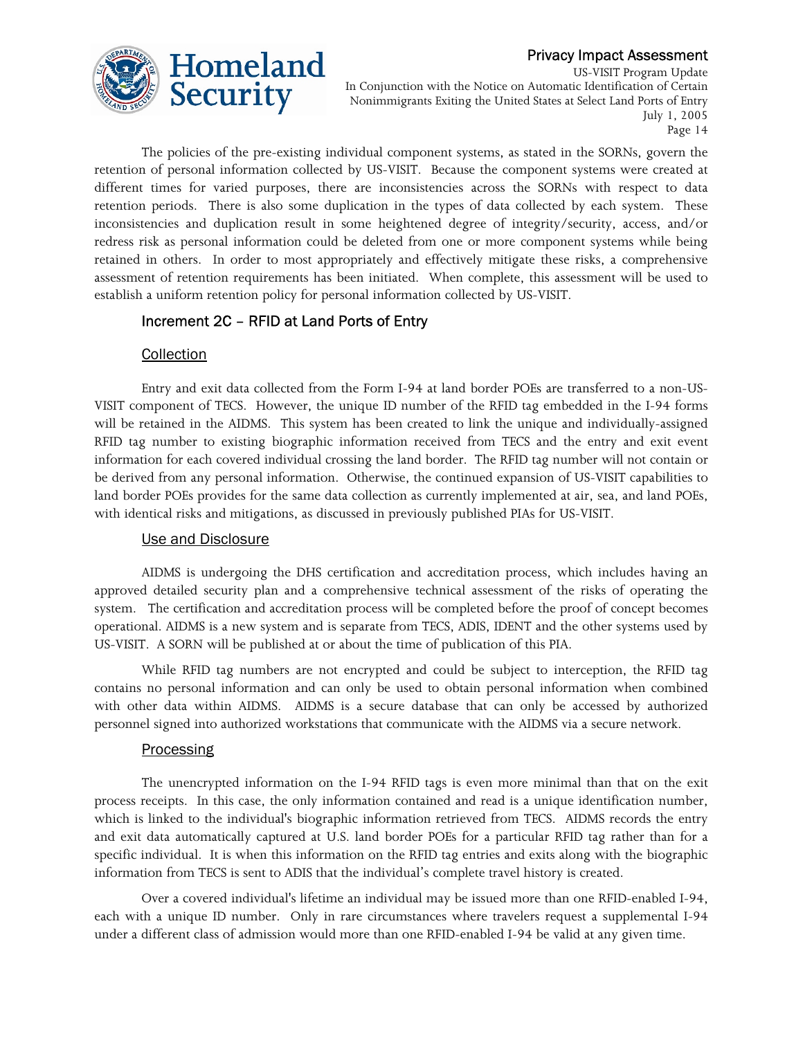The policies of the pre-existing individual component systems, as stated in the SORNs, govern the retention of personal information collected by US-VISIT. Because the component systems were created at different times for varied purposes, there are inconsistencies across the SORNs with respect to data retention periods. There is also some duplication in the types of data collected by each system. These inconsistencies and duplication result in some heightened degree of integrity/security, access, and/or redress risk as personal information could be deleted from one or more component systems while being retained in others. In order to most appropriately and effectively mitigate these risks, a comprehensive assessment of retention requirements has been initiated. When complete, this assessment will be used to establish a uniform retention policy for personal information collected by US-VISIT.

### Increment 2C – RFID at Land Ports of Entry

#### Collection

Entry and exit data collected from the Form I-94 at land border POEs are transferred to a non-US-VISIT component of TECS. However, the unique ID number of the RFID tag embedded in the I-94 forms will be retained in the AIDMS. This system has been created to link the unique and individually-assigned RFID tag number to existing biographic information received from TECS and the entry and exit event information for each covered individual crossing the land border. The RFID tag number will not contain or be derived from any personal information. Otherwise, the continued expansion of US-VISIT capabilities to land border POEs provides for the same data collection as currently implemented at air, sea, and land POEs, with identical risks and mitigations, as discussed in previously published PIAs for US-VISIT.

#### Use and Disclosure

AIDMS is undergoing the DHS certification and accreditation process, which includes having an approved detailed security plan and a comprehensive technical assessment of the risks of operating the system. The certification and accreditation process will be completed before the proof of concept becomes operational. AIDMS is a new system and is separate from TECS, ADIS, IDENT and the other systems used by US-VISIT. A SORN will be published at or about the time of publication of this PIA.

While RFID tag numbers are not encrypted and could be subject to interception, the RFID tag contains no personal information and can only be used to obtain personal information when combined with other data within AIDMS. AIDMS is a secure database that can only be accessed by authorized personnel signed into authorized workstations that communicate with the AIDMS via a secure network.

#### Processing

The unencrypted information on the I-94 RFID tags is even more minimal than that on the exit process receipts. In this case, the only information contained and read is a unique identification number, which is linked to the individual's biographic information retrieved from TECS. AIDMS records the entry and exit data automatically captured at U.S. land border POEs for a particular RFID tag rather than for a specific individual. It is when this information on the RFID tag entries and exits along with the biographic information from TECS is sent to ADIS that the individual's complete travel history is created.

Over a covered individual's lifetime an individual may be issued more than one RFID-enabled I-94, each with a unique ID number. Only in rare circumstances where travelers request a supplemental I-94 under a different class of admission would more than one RFID-enabled I-94 be valid at any given time.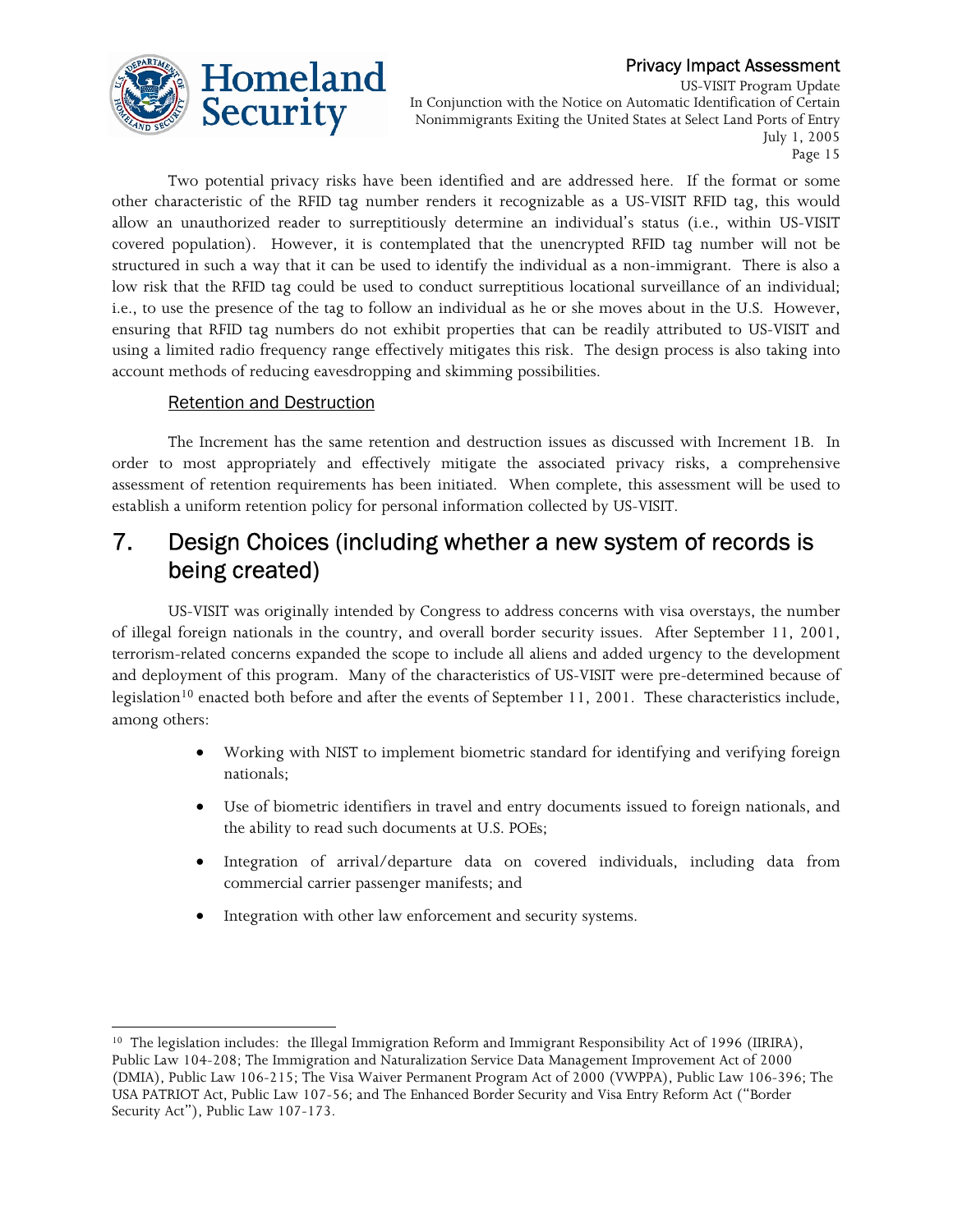Two potential privacy risks have been identified and are addressed here. If the format or some other characteristic of the RFID tag number renders it recognizable as a US-VISIT RFID tag, this would allow an unauthorized reader to surreptitiously determine an individual's status (i.e., within US-VISIT covered population). However, it is contemplated that the unencrypted RFID tag number will not be structured in such a way that it can be used to identify the individual as a non-immigrant. There is also a low risk that the RFID tag could be used to conduct surreptitious locational surveillance of an individual; i.e., to use the presence of the tag to follow an individual as he or she moves about in the U.S. However, ensuring that RFID tag numbers do not exhibit properties that can be readily attributed to US-VISIT and using a limited radio frequency range effectively mitigates this risk. The design process is also taking into account methods of reducing eavesdropping and skimming possibilities.

### Retention and Destruction

The Increment has the same retention and destruction issues as discussed with Increment 1B. In order to most appropriately and effectively mitigate the associated privacy risks, a comprehensive assessment of retention requirements has been initiated. When complete, this assessment will be used to establish a uniform retention policy for personal information collected by US-VISIT.

## 7. Design Choices (including whether a new system of records is being created)

US-VISIT was originally intended by Congress to address concerns with visa overstays, the number of illegal foreign nationals in the country, and overall border security issues. After September 11, 2001, terrorism-related concerns expanded the scope to include all aliens and added urgency to the development and deployment of this program. Many of the characteristics of US-VISIT were pre-determined because of legislation[10] enacted both before and after the events of September 11, 2001. These characteristics include, among others:

- Working with NIST to implement biometric standard for identifying and verifying foreign nationals;
- Use of biometric identifiers in travel and entry documents issued to foreign nationals, and the ability to read such documents at U.S. POEs;
- Integration of arrival/departure data on covered individuals, including data from commercial carrier passenger manifests; and
- Integration with other law enforcement and security systems.

---

[10] The legislation includes: the Illegal Immigration Reform and Immigrant Responsibility Act of 1996 (IIRIRA), Public Law 104-208; The Immigration and Naturalization Service Data Management Improvement Act of 2000 (DMIA), Public Law 106-215; The Visa Waiver Permanent Program Act of 2000 (VWPPA), Public Law 106-396; The USA PATRIOT Act, Public Law 107-56; and The Enhanced Border Security and Visa Entry Reform Act ("Border Security Act"), Public Law 107-173.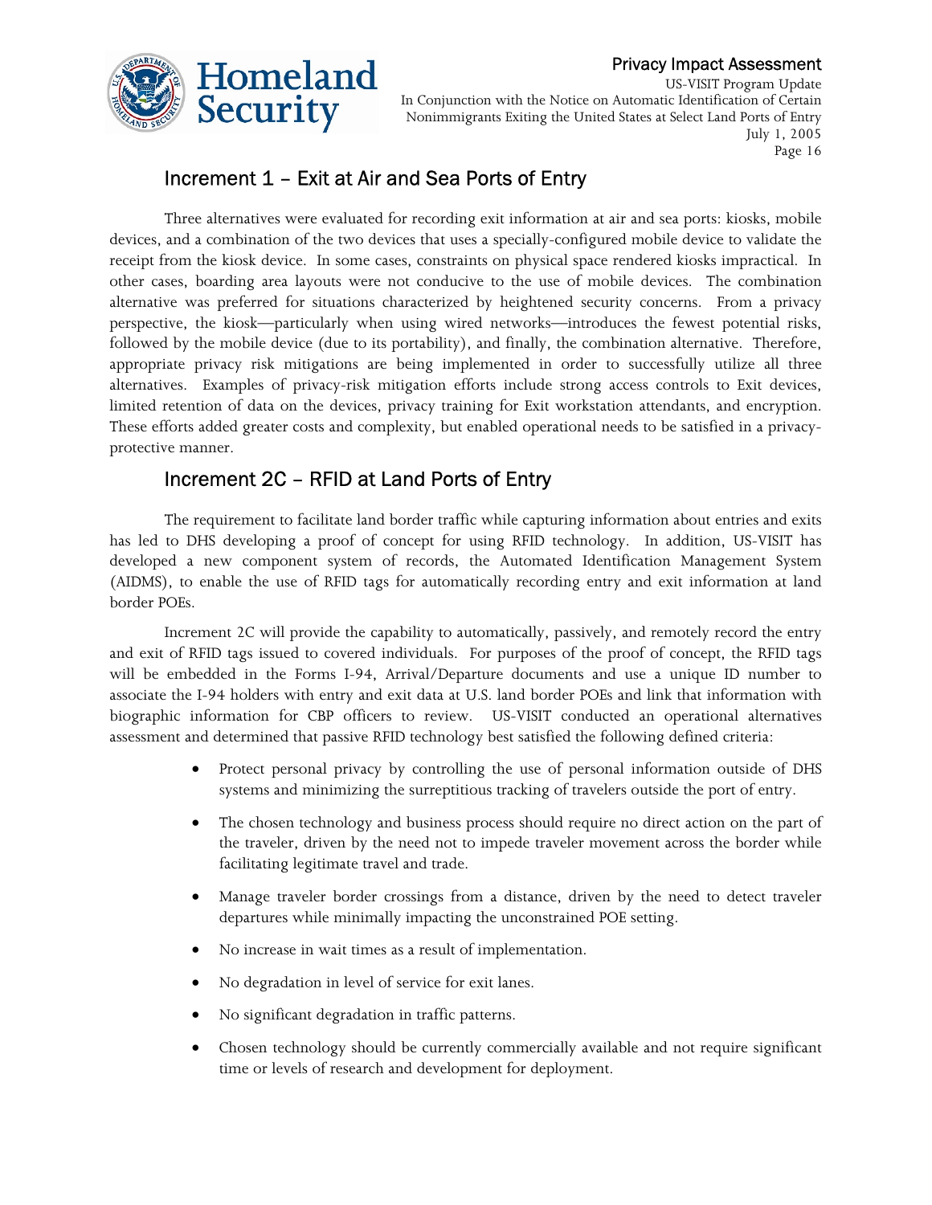## Increment 1 – Exit at Air and Sea Ports of Entry

Three alternatives were evaluated for recording exit information at air and sea ports: kiosks, mobile devices, and a combination of the two devices that uses a specially-configured mobile device to validate the receipt from the kiosk device. In some cases, constraints on physical space rendered kiosks impractical. In other cases, boarding area layouts were not conducive to the use of mobile devices. The combination alternative was preferred for situations characterized by heightened security concerns. From a privacy perspective, the kiosk—particularly when using wired networks—introduces the fewest potential risks, followed by the mobile device (due to its portability), and finally, the combination alternative. Therefore, appropriate privacy risk mitigations are being implemented in order to successfully utilize all three alternatives. Examples of privacy-risk mitigation efforts include strong access controls to Exit devices, limited retention of data on the devices, privacy training for Exit workstation attendants, and encryption. These efforts added greater costs and complexity, but enabled operational needs to be satisfied in a privacy-protective manner.

## Increment 2C – RFID at Land Ports of Entry

The requirement to facilitate land border traffic while capturing information about entries and exits has led to DHS developing a proof of concept for using RFID technology. In addition, US-VISIT has developed a new component system of records, the Automated Identification Management System (AIDMS), to enable the use of RFID tags for automatically recording entry and exit information at land border POEs.

Increment 2C will provide the capability to automatically, passively, and remotely record the entry and exit of RFID tags issued to covered individuals. For purposes of the proof of concept, the RFID tags will be embedded in the Forms I-94, Arrival/Departure documents and use a unique ID number to associate the I-94 holders with entry and exit data at U.S. land border POEs and link that information with biographic information for CBP officers to review. US-VISIT conducted an operational alternatives assessment and determined that passive RFID technology best satisfied the following defined criteria:

- Protect personal privacy by controlling the use of personal information outside of DHS systems and minimizing the surreptitious tracking of travelers outside the port of entry.
- The chosen technology and business process should require no direct action on the part of the traveler, driven by the need not to impede traveler movement across the border while facilitating legitimate travel and trade.
- Manage traveler border crossings from a distance, driven by the need to detect traveler departures while minimally impacting the unconstrained POE setting.
- No increase in wait times as a result of implementation.
- No degradation in level of service for exit lanes.
- No significant degradation in traffic patterns.
- Chosen technology should be currently commercially available and not require significant time or levels of research and development for deployment.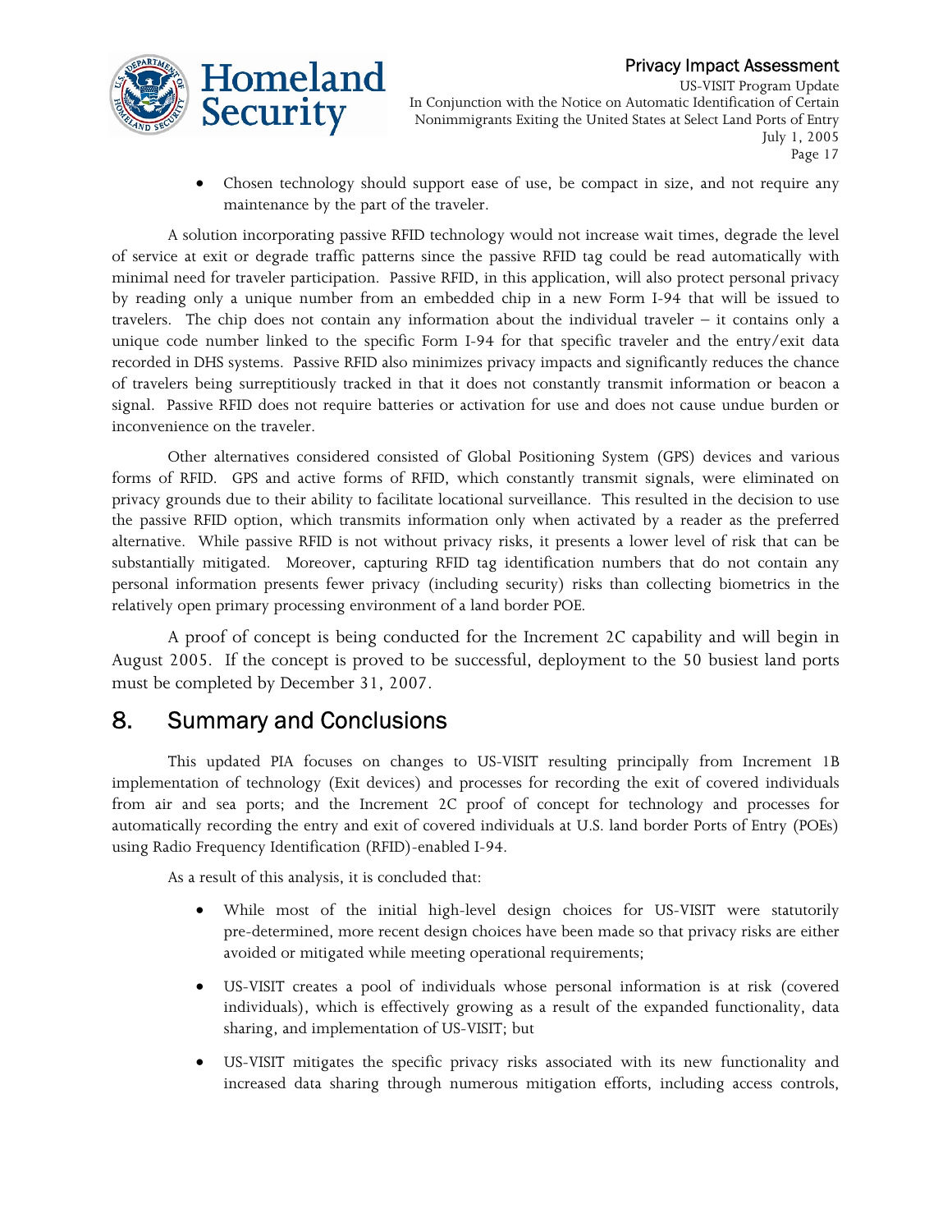- Chosen technology should support ease of use, be compact in size, and not require any maintenance by the part of the traveler.

A solution incorporating passive RFID technology would not increase wait times, degrade the level of service at exit or degrade traffic patterns since the passive RFID tag could be read automatically with minimal need for traveler participation. Passive RFID, in this application, will also protect personal privacy by reading only a unique number from an embedded chip in a new Form I-94 that will be issued to travelers. The chip does not contain any information about the individual traveler – it contains only a unique code number linked to the specific Form I-94 for that specific traveler and the entry/exit data recorded in DHS systems. Passive RFID also minimizes privacy impacts and significantly reduces the chance of travelers being surreptitiously tracked in that it does not constantly transmit information or beacon a signal. Passive RFID does not require batteries or activation for use and does not cause undue burden or inconvenience on the traveler.

Other alternatives considered consisted of Global Positioning System (GPS) devices and various forms of RFID. GPS and active forms of RFID, which constantly transmit signals, were eliminated on privacy grounds due to their ability to facilitate locational surveillance. This resulted in the decision to use the passive RFID option, which transmits information only when activated by a reader as the preferred alternative. While passive RFID is not without privacy risks, it presents a lower level of risk that can be substantially mitigated. Moreover, capturing RFID tag identification numbers that do not contain any personal information presents fewer privacy (including security) risks than collecting biometrics in the relatively open primary processing environment of a land border POE.

A proof of concept is being conducted for the Increment 2C capability and will begin in August 2005. If the concept is proved to be successful, deployment to the 50 busiest land ports must be completed by December 31, 2007.

# 8. Summary and Conclusions

This updated PIA focuses on changes to US-VISIT resulting principally from Increment 1B implementation of technology (Exit devices) and processes for recording the exit of covered individuals from air and sea ports; and the Increment 2C proof of concept for technology and processes for automatically recording the entry and exit of covered individuals at U.S. land border Ports of Entry (POEs) using Radio Frequency Identification (RFID)-enabled I-94.

As a result of this analysis, it is concluded that:

- While most of the initial high-level design choices for US-VISIT were statutorily pre-determined, more recent design choices have been made so that privacy risks are either avoided or mitigated while meeting operational requirements;
- US-VISIT creates a pool of individuals whose personal information is at risk (covered individuals), which is effectively growing as a result of the expanded functionality, data sharing, and implementation of US-VISIT; but
- US-VISIT mitigates the specific privacy risks associated with its new functionality and increased data sharing through numerous mitigation efforts, including access controls,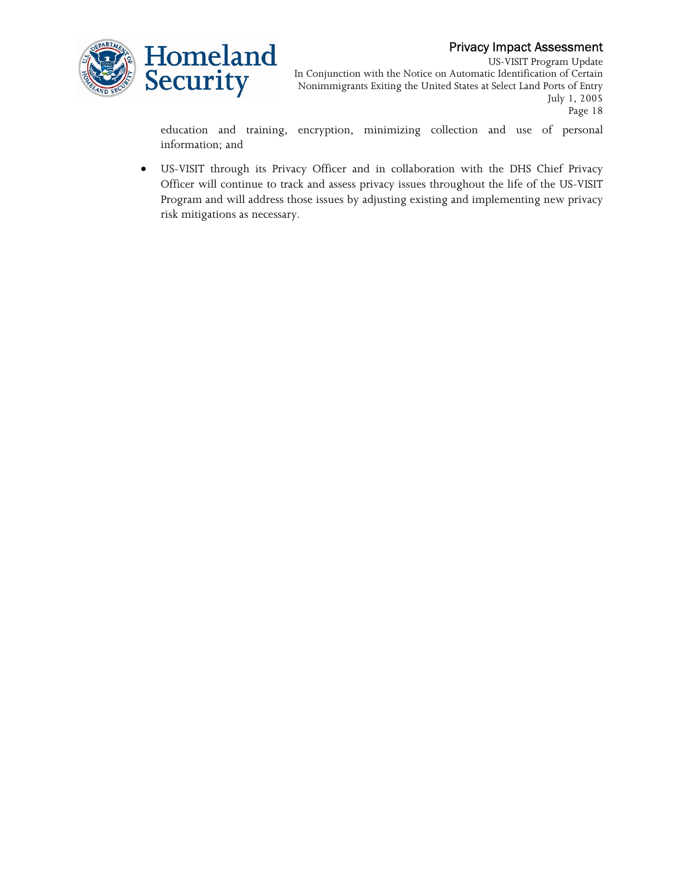education and training, encryption, minimizing collection and use of personal information; and

- US-VISIT through its Privacy Officer and in collaboration with the DHS Chief Privacy Officer will continue to track and assess privacy issues throughout the life of the US-VISIT Program and will address those issues by adjusting existing and implementing new privacy risk mitigations as necessary.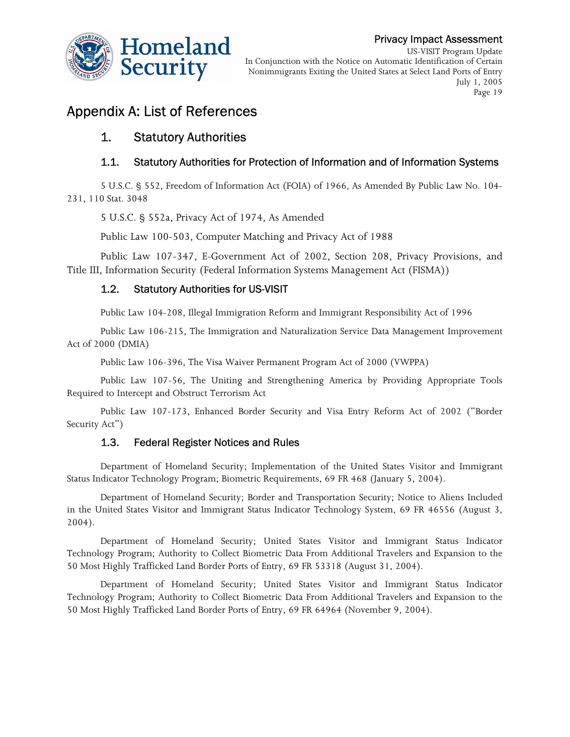# Appendix A: List of References

## 1. Statutory Authorities

### 1.1. Statutory Authorities for Protection of Information and of Information Systems

5 U.S.C. § 552, Freedom of Information Act (FOIA) of 1966, As Amended By Public Law No. 104-231, 110 Stat. 3048

5 U.S.C. § 552a, Privacy Act of 1974, As Amended

Public Law 100-503, Computer Matching and Privacy Act of 1988

Public Law 107-347, E-Government Act of 2002, Section 208, Privacy Provisions, and Title III, Information Security (Federal Information Systems Management Act (FISMA))

### 1.2. Statutory Authorities for US-VISIT

Public Law 104-208, Illegal Immigration Reform and Immigrant Responsibility Act of 1996

Public Law 106-215, The Immigration and Naturalization Service Data Management Improvement Act of 2000 (DMIA)

Public Law 106-396, The Visa Waiver Permanent Program Act of 2000 (VWPPA)

Public Law 107-56, The Uniting and Strengthening America by Providing Appropriate Tools Required to Intercept and Obstruct Terrorism Act

Public Law 107-173, Enhanced Border Security and Visa Entry Reform Act of 2002 ("Border Security Act")

### 1.3. Federal Register Notices and Rules

Department of Homeland Security; Implementation of the United States Visitor and Immigrant Status Indicator Technology Program; Biometric Requirements, 69 FR 468 (January 5, 2004).

Department of Homeland Security; Border and Transportation Security; Notice to Aliens Included in the United States Visitor and Immigrant Status Indicator Technology System, 69 FR 46556 (August 3, 2004).

Department of Homeland Security; United States Visitor and Immigrant Status Indicator Technology Program; Authority to Collect Biometric Data From Additional Travelers and Expansion to the 50 Most Highly Trafficked Land Border Ports of Entry, 69 FR 53318 (August 31, 2004).

Department of Homeland Security; United States Visitor and Immigrant Status Indicator Technology Program; Authority to Collect Biometric Data From Additional Travelers and Expansion to the 50 Most Highly Trafficked Land Border Ports of Entry, 69 FR 64964 (November 9, 2004).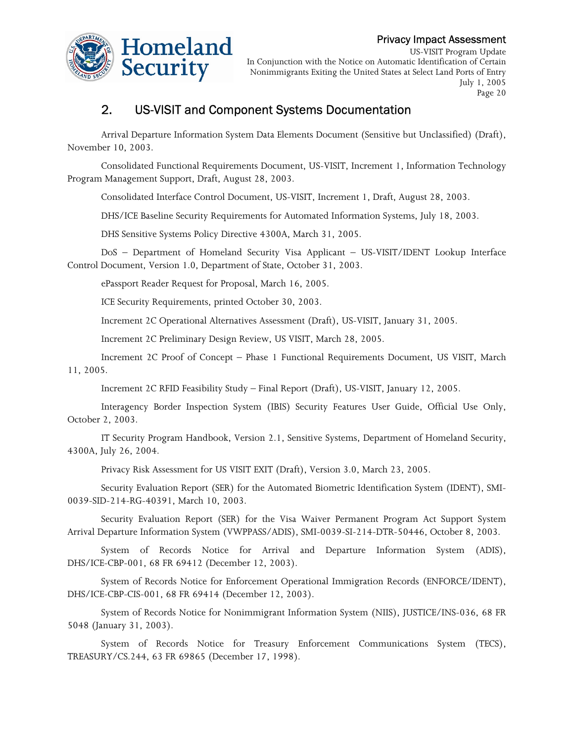## 2. US-VISIT and Component Systems Documentation

Arrival Departure Information System Data Elements Document (Sensitive but Unclassified) (Draft), November 10, 2003.

Consolidated Functional Requirements Document, US-VISIT, Increment 1, Information Technology Program Management Support, Draft, August 28, 2003.

Consolidated Interface Control Document, US-VISIT, Increment 1, Draft, August 28, 2003.

DHS/ICE Baseline Security Requirements for Automated Information Systems, July 18, 2003.

DHS Sensitive Systems Policy Directive 4300A, March 31, 2005.

DoS – Department of Homeland Security Visa Applicant – US-VISIT/IDENT Lookup Interface Control Document, Version 1.0, Department of State, October 31, 2003.

ePassport Reader Request for Proposal, March 16, 2005.

ICE Security Requirements, printed October 30, 2003.

Increment 2C Operational Alternatives Assessment (Draft), US-VISIT, January 31, 2005.

Increment 2C Preliminary Design Review, US VISIT, March 28, 2005.

Increment 2C Proof of Concept – Phase 1 Functional Requirements Document, US VISIT, March 11, 2005.

Increment 2C RFID Feasibility Study – Final Report (Draft), US-VISIT, January 12, 2005.

Interagency Border Inspection System (IBIS) Security Features User Guide, Official Use Only, October 2, 2003.

IT Security Program Handbook, Version 2.1, Sensitive Systems, Department of Homeland Security, 4300A, July 26, 2004.

Privacy Risk Assessment for US VISIT EXIT (Draft), Version 3.0, March 23, 2005.

Security Evaluation Report (SER) for the Automated Biometric Identification System (IDENT), SMI-0039-SID-214-RG-40391, March 10, 2003.

Security Evaluation Report (SER) for the Visa Waiver Permanent Program Act Support System Arrival Departure Information System (VWPPASS/ADIS), SMI-0039-SI-214-DTR-50446, October 8, 2003.

System of Records Notice for Arrival and Departure Information System (ADIS), DHS/ICE-CBP-001, 68 FR 69412 (December 12, 2003).

System of Records Notice for Enforcement Operational Immigration Records (ENFORCE/IDENT), DHS/ICE-CBP-CIS-001, 68 FR 69414 (December 12, 2003).

System of Records Notice for Nonimmigrant Information System (NIIS), JUSTICE/INS-036, 68 FR 5048 (January 31, 2003).

System of Records Notice for Treasury Enforcement Communications System (TECS), TREASURY/CS.244, 63 FR 69865 (December 17, 1998).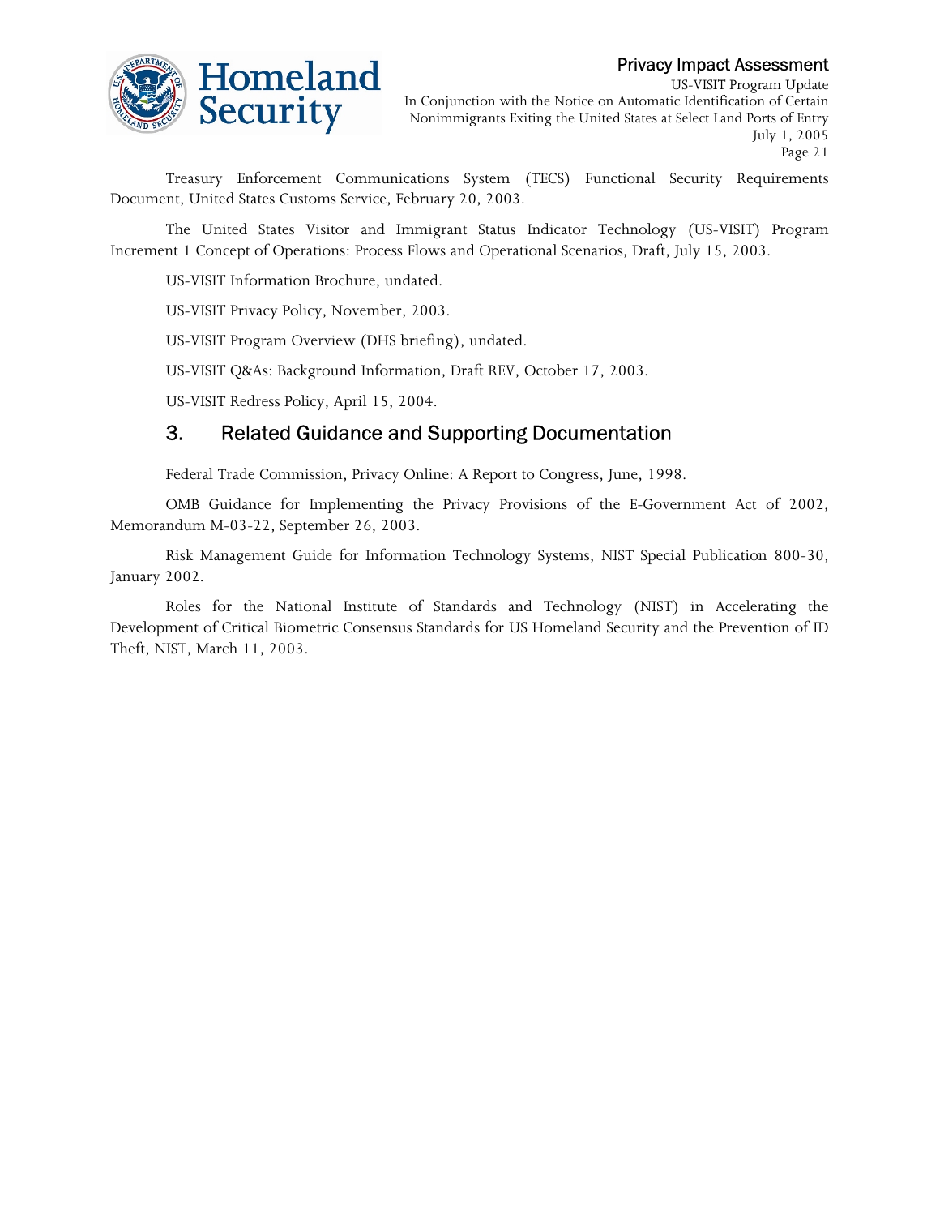Treasury Enforcement Communications System (TECS) Functional Security Requirements Document, United States Customs Service, February 20, 2003.

The United States Visitor and Immigrant Status Indicator Technology (US-VISIT) Program Increment 1 Concept of Operations: Process Flows and Operational Scenarios, Draft, July 15, 2003.

US-VISIT Information Brochure, undated.

US-VISIT Privacy Policy, November, 2003.

US-VISIT Program Overview (DHS briefing), undated.

US-VISIT Q&As: Background Information, Draft REV, October 17, 2003.

US-VISIT Redress Policy, April 15, 2004.

## 3. Related Guidance and Supporting Documentation

Federal Trade Commission, Privacy Online: A Report to Congress, June, 1998.

OMB Guidance for Implementing the Privacy Provisions of the E-Government Act of 2002, Memorandum M-03-22, September 26, 2003.

Risk Management Guide for Information Technology Systems, NIST Special Publication 800-30, January 2002.

Roles for the National Institute of Standards and Technology (NIST) in Accelerating the Development of Critical Biometric Consensus Standards for US Homeland Security and the Prevention of ID Theft, NIST, March 11, 2003.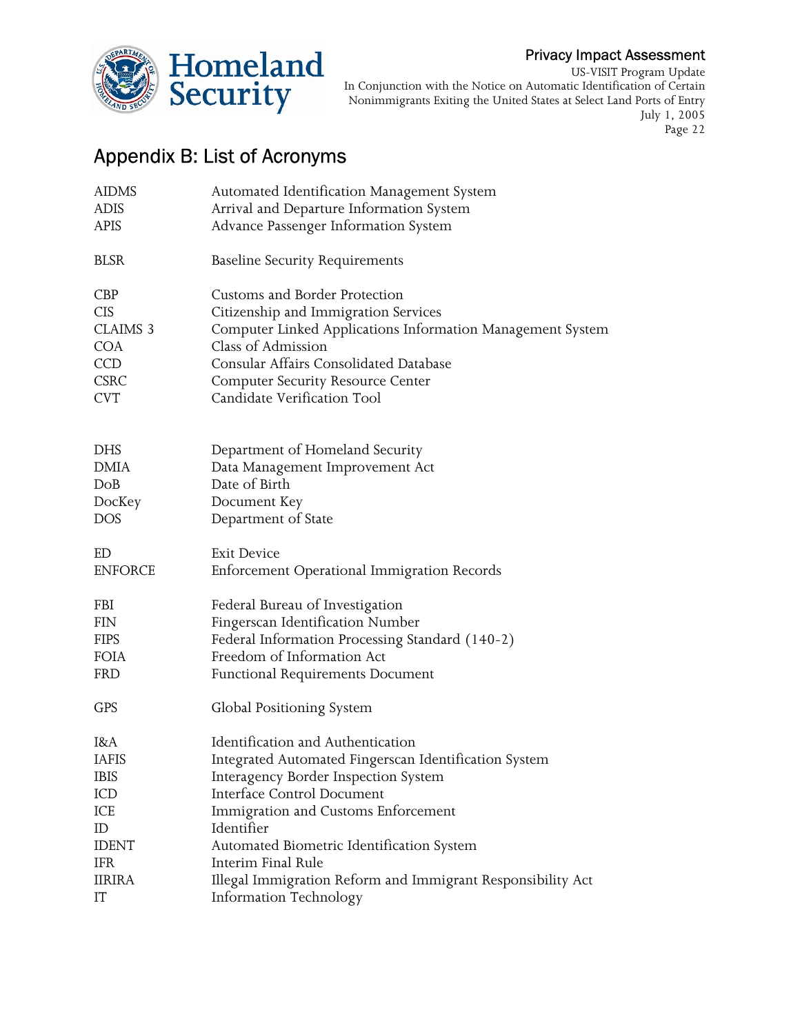## Appendix B: List of Acronyms

| | |
|---|---|
| AIDMS | Automated Identification Management System |
| ADIS | Arrival and Departure Information System |
| APIS | Advance Passenger Information System |
| BLSR | Baseline Security Requirements |
| CBP | Customs and Border Protection |
| CIS | Citizenship and Immigration Services |
| CLAIMS 3 | Computer Linked Applications Information Management System |
| COA | Class of Admission |
| CCD | Consular Affairs Consolidated Database |
| CSRC | Computer Security Resource Center |
| CVT | Candidate Verification Tool |
| DHS | Department of Homeland Security |
| DMIA | Data Management Improvement Act |
| DoB | Date of Birth |
| DocKey | Document Key |
| DOS | Department of State |
| ED | Exit Device |
| ENFORCE | Enforcement Operational Immigration Records |
| FBI | Federal Bureau of Investigation |
| FIN | Fingerscan Identification Number |
| FIPS | Federal Information Processing Standard (140-2) |
| FOIA | Freedom of Information Act |
| FRD | Functional Requirements Document |
| GPS | Global Positioning System |
| I&A | Identification and Authentication |
| IAFIS | Integrated Automated Fingerscan Identification System |
| IBIS | Interagency Border Inspection System |
| ICD | Interface Control Document |
| ICE | Immigration and Customs Enforcement |
| ID | Identifier |
| IDENT | Automated Biometric Identification System |
| IFR | Interim Final Rule |
| IIRIRA | Illegal Immigration Reform and Immigrant Responsibility Act |
| IT | Information Technology |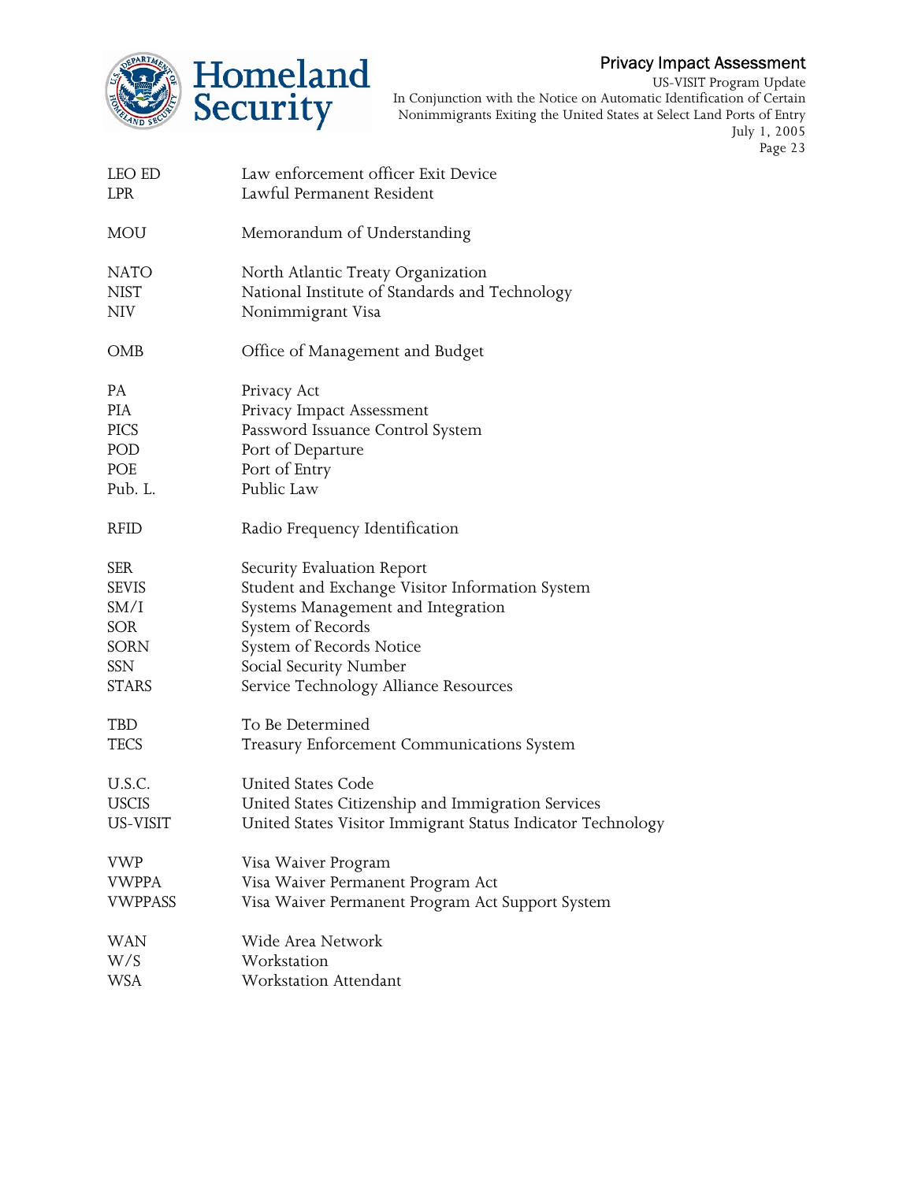| | |
|---|---|
| LEO ED | Law enforcement officer Exit Device |
| LPR | Lawful Permanent Resident |
| MOU | Memorandum of Understanding |
| NATO | North Atlantic Treaty Organization |
| NIST | National Institute of Standards and Technology |
| NIV | Nonimmigrant Visa |
| OMB | Office of Management and Budget |
| PA | Privacy Act |
| PIA | Privacy Impact Assessment |
| PICS | Password Issuance Control System |
| POD | Port of Departure |
| POE | Port of Entry |
| Pub. L. | Public Law |
| RFID | Radio Frequency Identification |
| SER | Security Evaluation Report |
| SEVIS | Student and Exchange Visitor Information System |
| SM/I | Systems Management and Integration |
| SOR | System of Records |
| SORN | System of Records Notice |
| SSN | Social Security Number |
| STARS | Service Technology Alliance Resources |
| TBD | To Be Determined |
| TECS | Treasury Enforcement Communications System |
| U.S.C. | United States Code |
| USCIS | United States Citizenship and Immigration Services |
| US-VISIT | United States Visitor Immigrant Status Indicator Technology |
| VWP | Visa Waiver Program |
| VWPPA | Visa Waiver Permanent Program Act |
| VWPPASS | Visa Waiver Permanent Program Act Support System |
| WAN | Wide Area Network |
| W/S | Workstation |
| WSA | Workstation Attendant |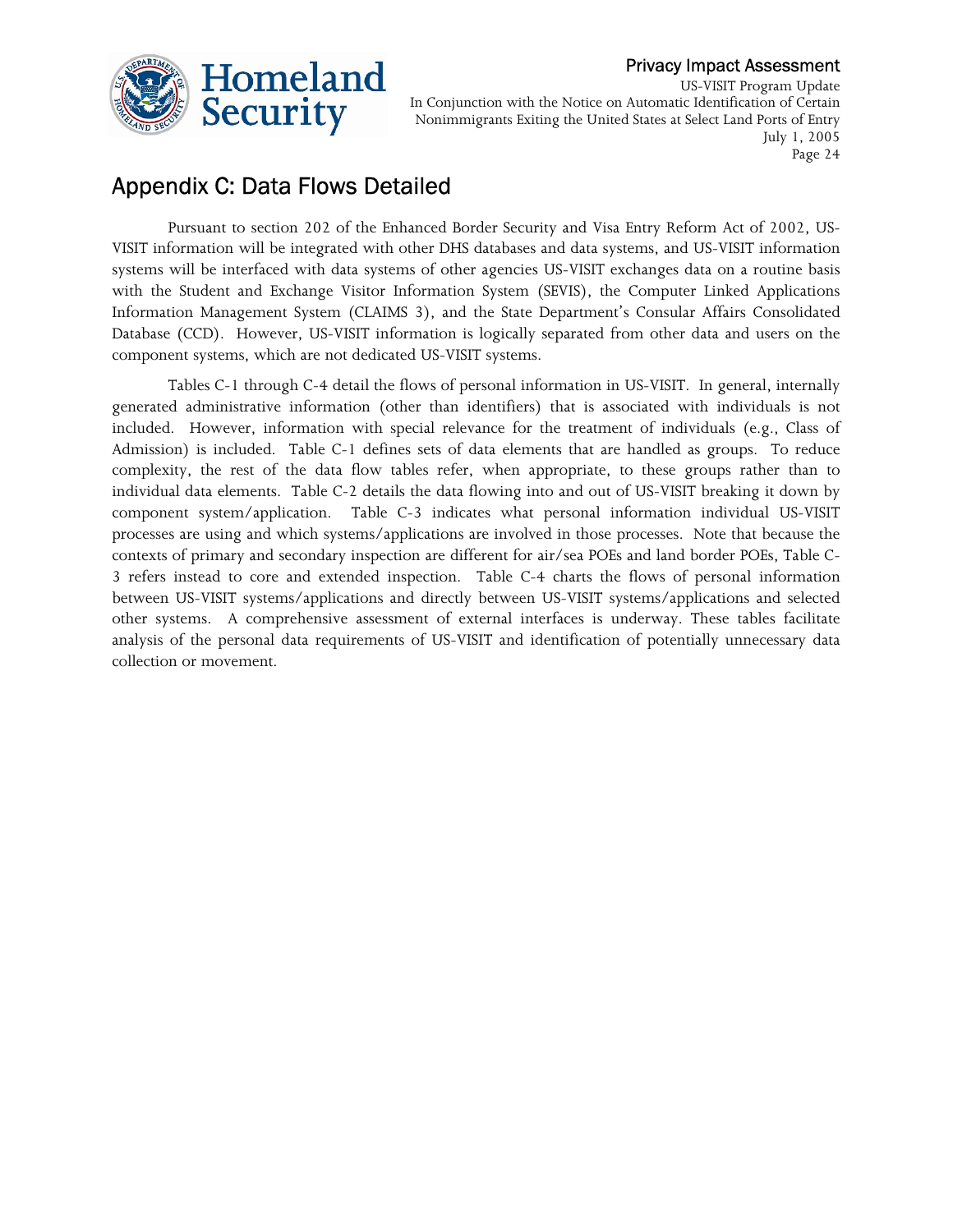## Appendix C: Data Flows Detailed

Pursuant to section 202 of the Enhanced Border Security and Visa Entry Reform Act of 2002, US-VISIT information will be integrated with other DHS databases and data systems, and US-VISIT information systems will be interfaced with data systems of other agencies US-VISIT exchanges data on a routine basis with the Student and Exchange Visitor Information System (SEVIS), the Computer Linked Applications Information Management System (CLAIMS 3), and the State Department's Consular Affairs Consolidated Database (CCD). However, US-VISIT information is logically separated from other data and users on the component systems, which are not dedicated US-VISIT systems.

Tables C-1 through C-4 detail the flows of personal information in US-VISIT. In general, internally generated administrative information (other than identifiers) that is associated with individuals is not included. However, information with special relevance for the treatment of individuals (e.g., Class of Admission) is included. Table C-1 defines sets of data elements that are handled as groups. To reduce complexity, the rest of the data flow tables refer, when appropriate, to these groups rather than to individual data elements. Table C-2 details the data flowing into and out of US-VISIT breaking it down by component system/application. Table C-3 indicates what personal information individual US-VISIT processes are using and which systems/applications are involved in those processes. Note that because the contexts of primary and secondary inspection are different for air/sea POEs and land border POEs, Table C-3 refers instead to core and extended inspection. Table C-4 charts the flows of personal information between US-VISIT systems/applications and directly between US-VISIT systems/applications and selected other systems. A comprehensive assessment of external interfaces is underway. These tables facilitate analysis of the personal data requirements of US-VISIT and identification of potentially unnecessary data collection or movement.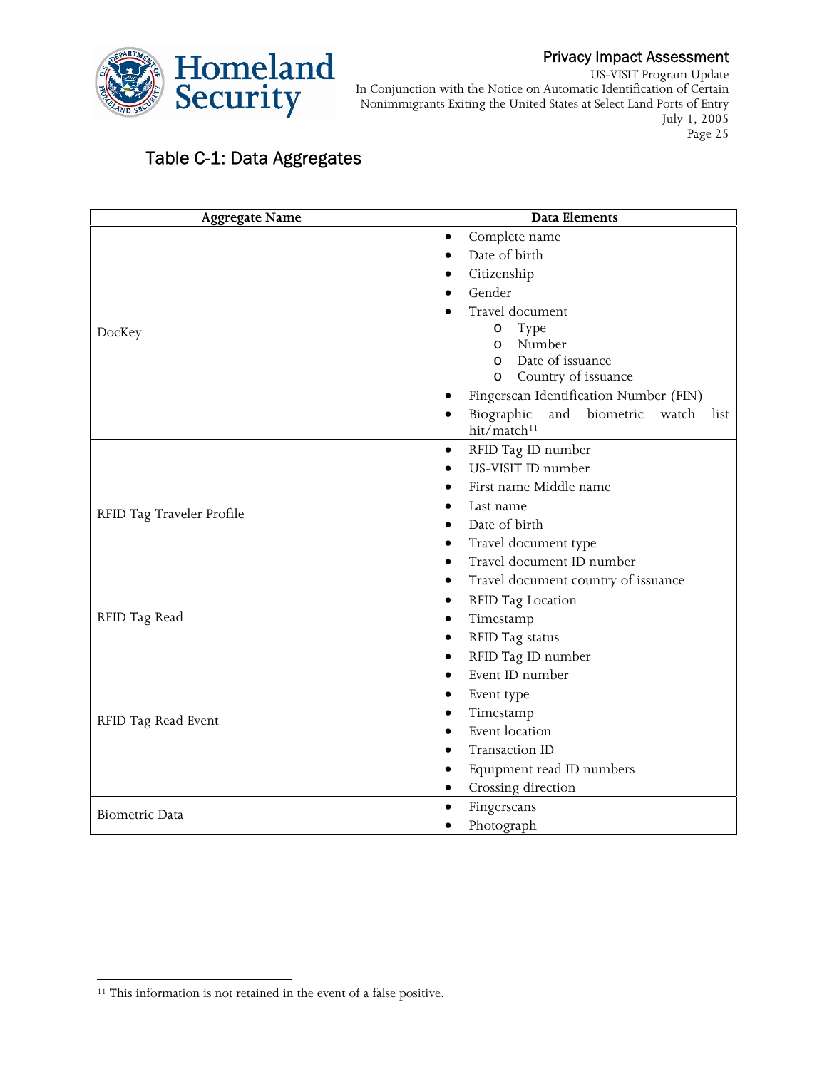## Table C-1: Data Aggregates

| Aggregate Name | Data Elements |
|---|---|
| DocKey | • Complete name<br>• Date of birth<br>• Citizenship<br>• Gender<br>• Travel document<br>  o Type<br>  o Number<br>  o Date of issuance<br>  o Country of issuance<br>• Fingerscan Identification Number (FIN)<br>• Biographic and biometric watch list hit/match[11] |
| RFID Tag Traveler Profile | • RFID Tag ID number<br>• US-VISIT ID number<br>• First name Middle name<br>• Last name<br>• Date of birth<br>• Travel document type<br>• Travel document ID number<br>• Travel document country of issuance |
| RFID Tag Read | • RFID Tag Location<br>• Timestamp<br>• RFID Tag status |
| RFID Tag Read Event | • RFID Tag ID number<br>• Event ID number<br>• Event type<br>• Timestamp<br>• Event location<br>• Transaction ID<br>• Equipment read ID numbers<br>• Crossing direction |
| Biometric Data | • Fingerscans<br>• Photograph |

[11] This information is not retained in the event of a false positive.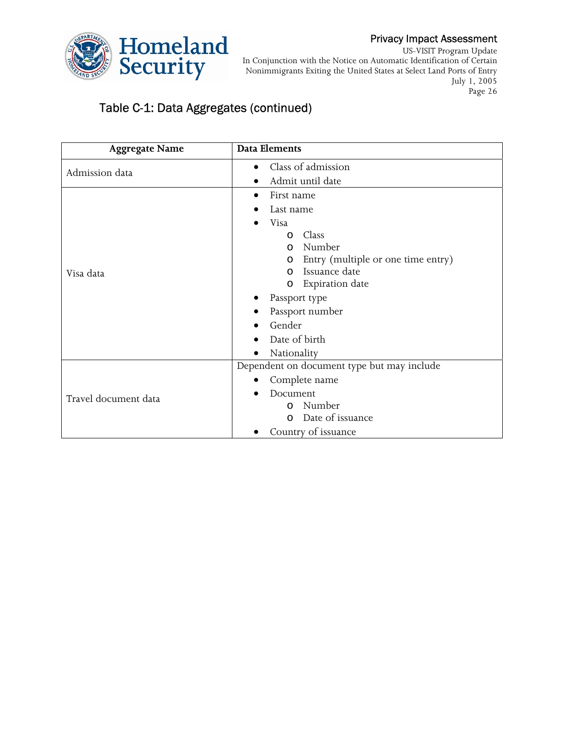## Table C-1: Data Aggregates (continued)

| Aggregate Name | Data Elements |
|---|---|
| Admission data | • Class of admission<br>• Admit until date |
| Visa data | • First name<br>• Last name<br>• Visa<br>  o Class<br>  o Number<br>  o Entry (multiple or one time entry)<br>  o Issuance date<br>  o Expiration date<br>• Passport type<br>• Passport number<br>• Gender<br>• Date of birth<br>• Nationality |
| Travel document data | Dependent on document type but may include<br>• Complete name<br>• Document<br>  o Number<br>  o Date of issuance<br>• Country of issuance |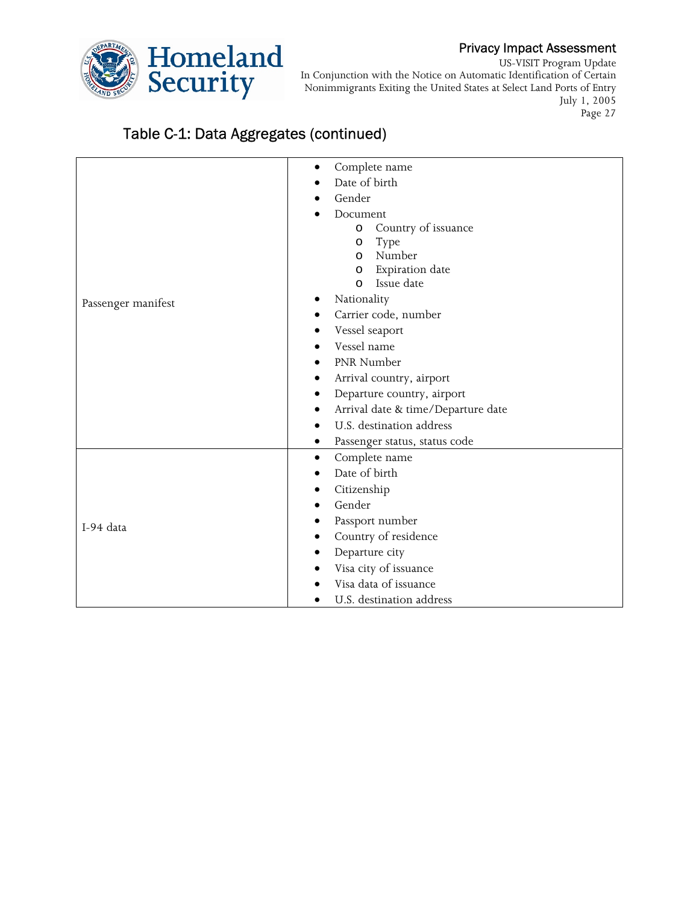## Table C-1: Data Aggregates (continued)

| | |
|---|---|
| Passenger manifest | • Complete name<br>• Date of birth<br>• Gender<br>• Document<br>  o Country of issuance<br>  o Type<br>  o Number<br>  o Expiration date<br>  o Issue date<br>• Nationality<br>• Carrier code, number<br>• Vessel seaport<br>• Vessel name<br>• PNR Number<br>• Arrival country, airport<br>• Departure country, airport<br>• Arrival date & time/Departure date<br>• U.S. destination address<br>• Passenger status, status code |
| I-94 data | • Complete name<br>• Date of birth<br>• Citizenship<br>• Gender<br>• Passport number<br>• Country of residence<br>• Departure city<br>• Visa city of issuance<br>• Visa data of issuance<br>• U.S. destination address |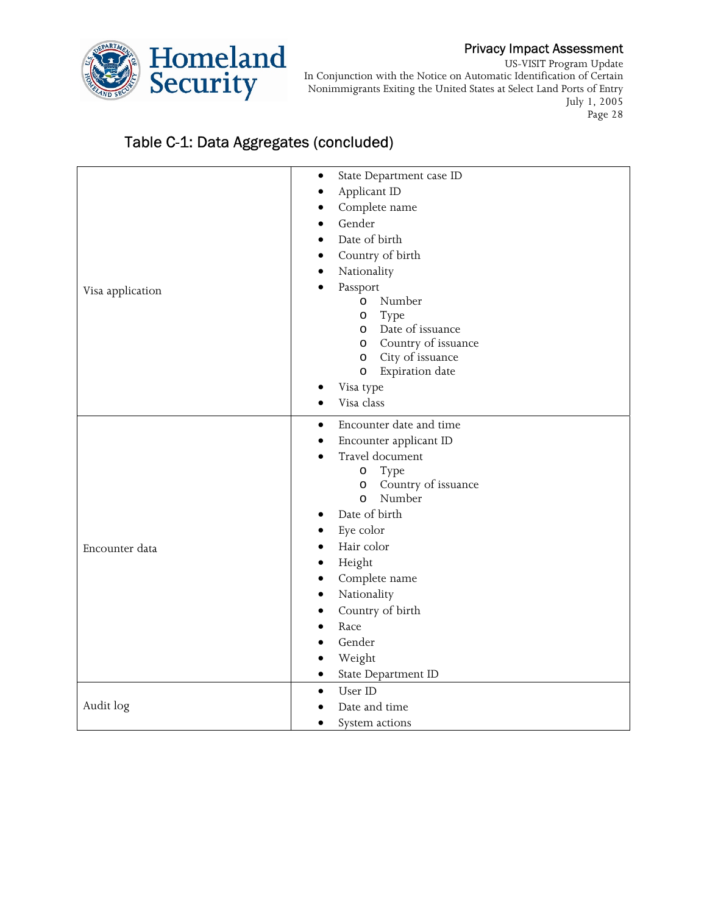### Table C-1: Data Aggregates (concluded)

| | |
|---|---|
| Visa application | • State Department case ID<br>• Applicant ID<br>• Complete name<br>• Gender<br>• Date of birth<br>• Country of birth<br>• Nationality<br>• Passport<br>  o Number<br>  o Type<br>  o Date of issuance<br>  o Country of issuance<br>  o City of issuance<br>  o Expiration date<br>• Visa type<br>• Visa class |
| Encounter data | • Encounter date and time<br>• Encounter applicant ID<br>• Travel document<br>  o Type<br>  o Country of issuance<br>  o Number<br>• Date of birth<br>• Eye color<br>• Hair color<br>• Height<br>• Complete name<br>• Nationality<br>• Country of birth<br>• Race<br>• Gender<br>• Weight<br>• State Department ID |
| Audit log | • User ID<br>• Date and time<br>• System actions |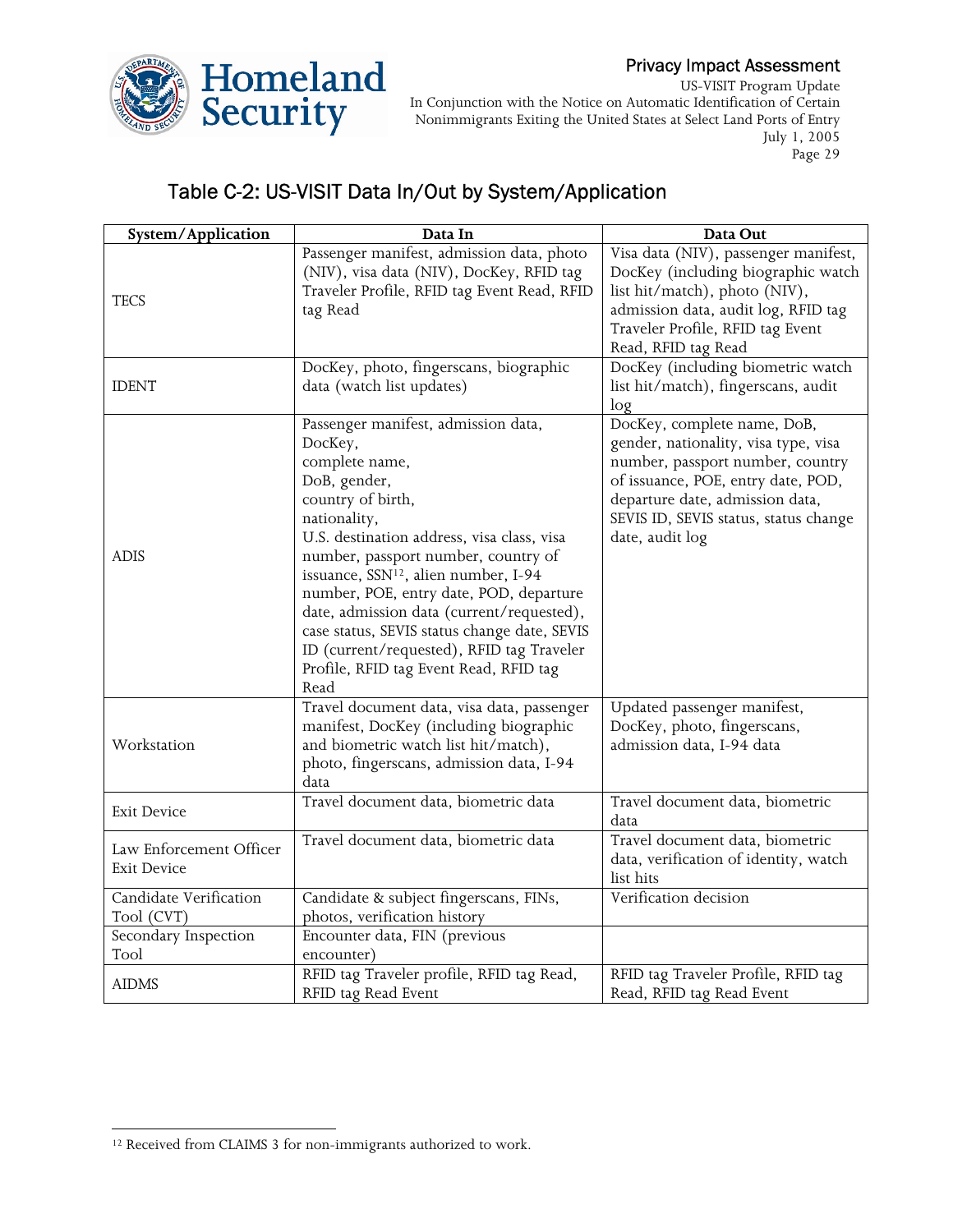## Table C-2: US-VISIT Data In/Out by System/Application

| System/Application | Data In | Data Out |
|---|---|---|
| TECS | Passenger manifest, admission data, photo (NIV), visa data (NIV), DocKey, RFID tag Traveler Profile, RFID tag Event Read, RFID tag Read | Visa data (NIV), passenger manifest, DocKey (including biographic watch list hit/match), photo (NIV), admission data, audit log, RFID tag Traveler Profile, RFID tag Event Read, RFID tag Read |
| IDENT | DocKey, photo, fingerscans, biographic data (watch list updates) | DocKey (including biometric watch list hit/match), fingerscans, audit log |
| ADIS | Passenger manifest, admission data, DocKey, complete name, DoB, gender, country of birth, nationality, U.S. destination address, visa class, visa number, passport number, country of issuance, SSN[12], alien number, I-94 number, POE, entry date, POD, departure date, admission data (current/requested), case status, SEVIS status change date, SEVIS ID (current/requested), RFID tag Traveler Profile, RFID tag Event Read, RFID tag Read | DocKey, complete name, DoB, gender, nationality, visa type, visa number, passport number, country of issuance, POE, entry date, POD, departure date, admission data, SEVIS ID, SEVIS status, status change date, audit log |
| Workstation | Travel document data, visa data, passenger manifest, DocKey (including biographic and biometric watch list hit/match), photo, fingerscans, admission data, I-94 data | Updated passenger manifest, DocKey, photo, fingerscans, admission data, I-94 data |
| Exit Device | Travel document data, biometric data | Travel document data, biometric data |
| Law Enforcement Officer Exit Device | Travel document data, biometric data | Travel document data, biometric data, verification of identity, watch list hits |
| Candidate Verification Tool (CVT) | Candidate & subject fingerscans, FINs, photos, verification history | Verification decision |
| Secondary Inspection Tool | Encounter data, FIN (previous encounter) | |
| AIDMS | RFID tag Traveler profile, RFID tag Read, RFID tag Read Event | RFID tag Traveler Profile, RFID tag Read, RFID tag Read Event |

[12] Received from CLAIMS 3 for non-immigrants authorized to work.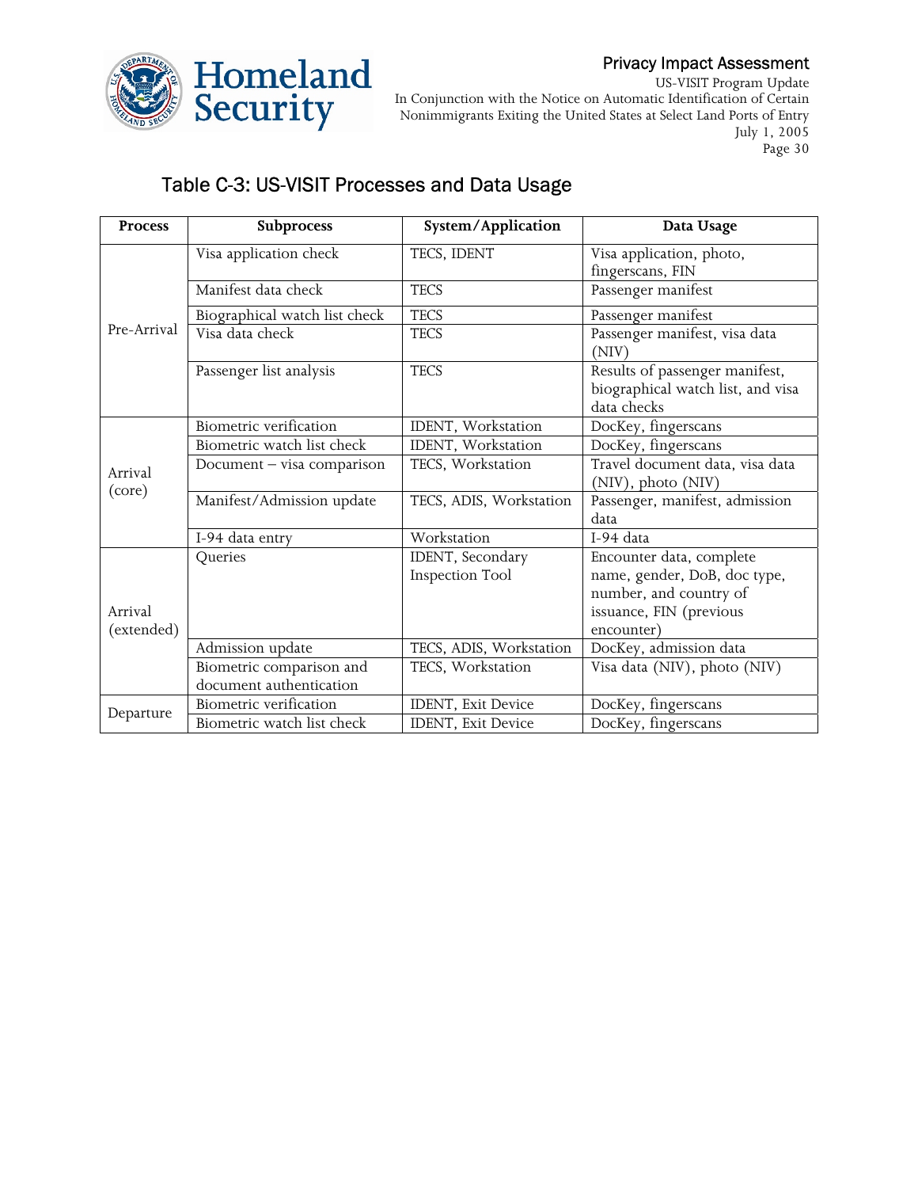## Table C-3: US-VISIT Processes and Data Usage

| Process | Subprocess | System/Application | Data Usage |
|---|---|---|---|
| Pre-Arrival | Visa application check | TECS, IDENT | Visa application, photo, fingerscans, FIN |
| | Manifest data check | TECS | Passenger manifest |
| | Biographical watch list check | TECS | Passenger manifest |
| | Visa data check | TECS | Passenger manifest, visa data (NIV) |
| | Passenger list analysis | TECS | Results of passenger manifest, biographical watch list, and visa data checks |
| Arrival (core) | Biometric verification | IDENT, Workstation | DocKey, fingerscans |
| | Biometric watch list check | IDENT, Workstation | DocKey, fingerscans |
| | Document – visa comparison | TECS, Workstation | Travel document data, visa data (NIV), photo (NIV) |
| | Manifest/Admission update | TECS, ADIS, Workstation | Passenger, manifest, admission data |
| | I-94 data entry | Workstation | I-94 data |
| Arrival (extended) | Queries | IDENT, Secondary Inspection Tool | Encounter data, complete name, gender, DoB, doc type, number, and country of issuance, FIN (previous encounter) |
| | Admission update | TECS, ADIS, Workstation | DocKey, admission data |
| | Biometric comparison and document authentication | TECS, Workstation | Visa data (NIV), photo (NIV) |
| Departure | Biometric verification | IDENT, Exit Device | DocKey, fingerscans |
| | Biometric watch list check | IDENT, Exit Device | DocKey, fingerscans |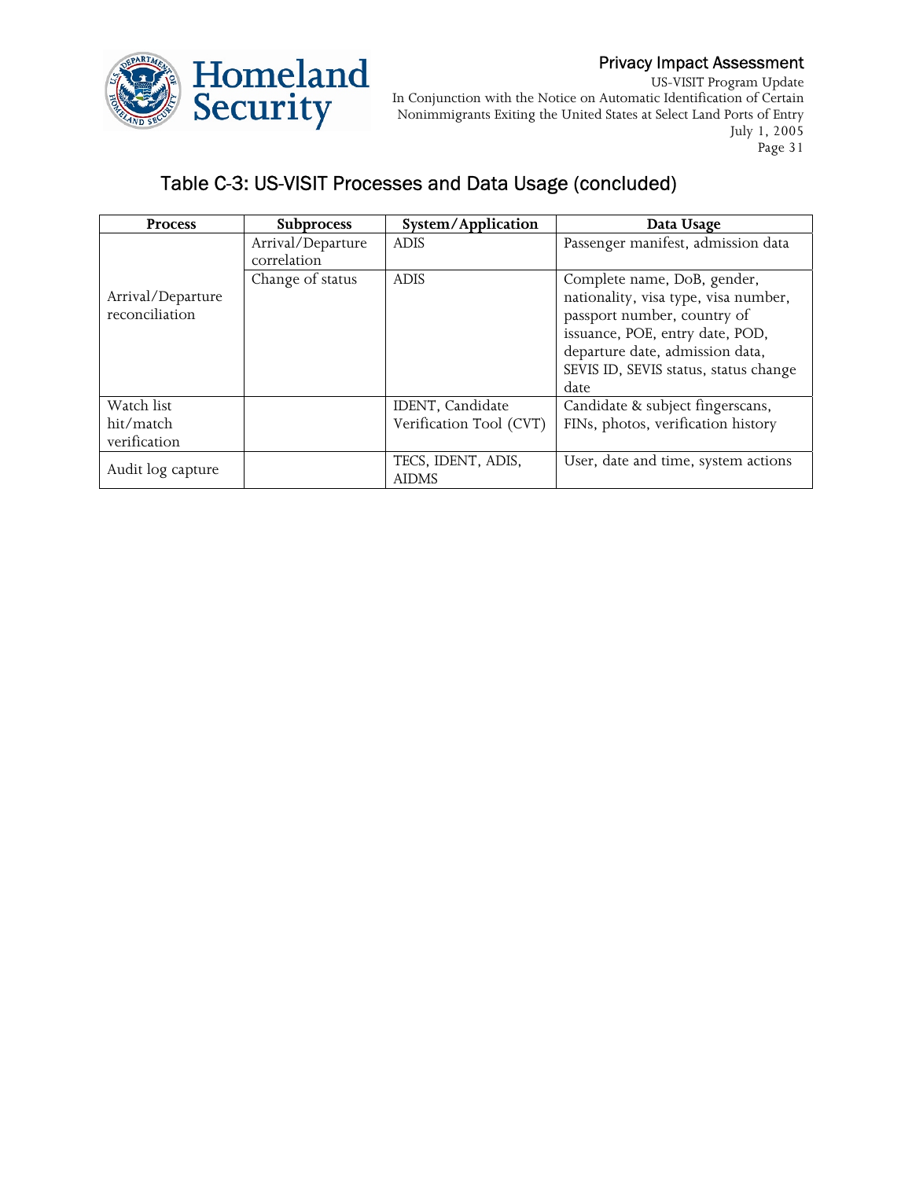## Table C-3: US-VISIT Processes and Data Usage (concluded)

| Process | Subprocess | System/Application | Data Usage |
| --- | --- | --- | --- |
| Arrival/Departure reconciliation | Arrival/Departure correlation | ADIS | Passenger manifest, admission data |
| | Change of status | ADIS | Complete name, DoB, gender, nationality, visa type, visa number, passport number, country of issuance, POE, entry date, POD, departure date, admission data, SEVIS ID, SEVIS status, status change date |
| Watch list hit/match verification | | IDENT, Candidate Verification Tool (CVT) | Candidate & subject fingerscans, FINs, photos, verification history |
| Audit log capture | | TECS, IDENT, ADIS, AIDMS | User, date and time, system actions |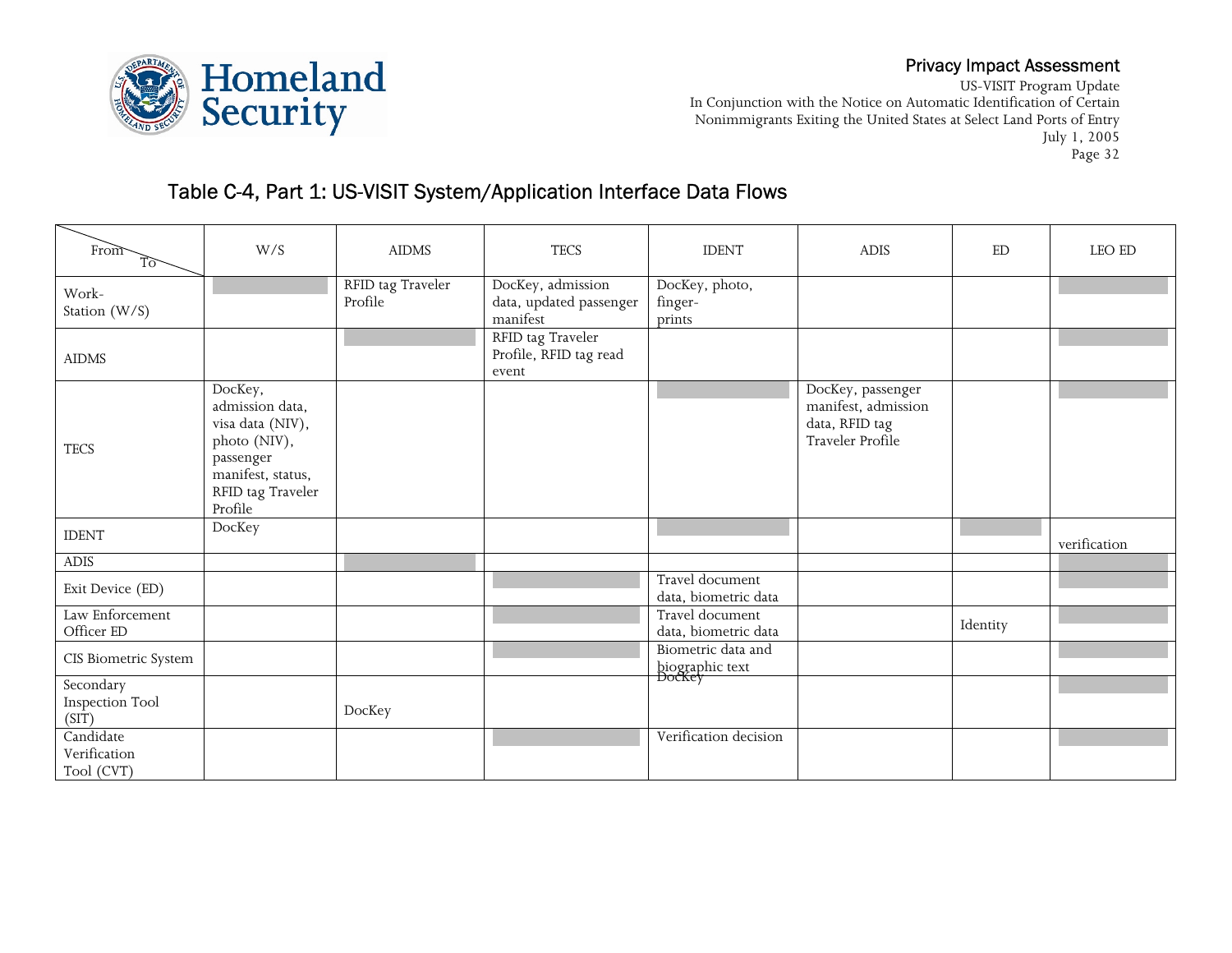## Table C-4, Part 1: US-VISIT System/Application Interface Data Flows

| From \ To | W/S | AIDMS | TECS | IDENT | ADIS | ED | LEO ED |
|---|---|---|---|---|---|---|---|
| Work-Station (W/S) | | RFID tag Traveler Profile | DocKey, admission data, updated passenger manifest | DocKey, photo, finger-prints | | | |
| AIDMS | | | RFID tag Traveler Profile, RFID tag read event | | | | |
| TECS | DocKey, admission data, visa data (NIV), photo (NIV), passenger manifest, status, RFID tag Traveler Profile | | | | DocKey, passenger manifest, admission data, RFID tag Traveler Profile | | |
| IDENT | DocKey | | | | | | verification |
| ADIS | | | | | | | |
| Exit Device (ED) | | | | Travel document data, biometric data | | | |
| Law Enforcement Officer ED | | | | Travel document data, biometric data | | Identity | |
| CIS Biometric System | | | | Biometric data and biographic text | | | |
| Secondary Inspection Tool (SIT) | | DocKey | | DocKey | | | |
| Candidate Verification Tool (CVT) | | | | Verification decision | | | |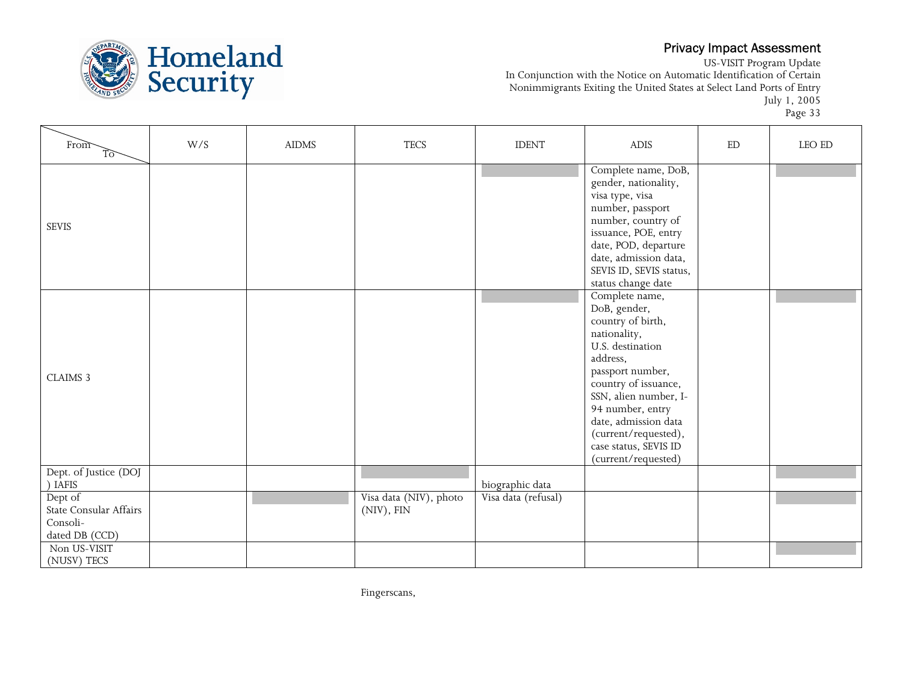| From / To | W/S | AIDMS | TECS | IDENT | ADIS | ED | LEO ED |
|---|---|---|---|---|---|---|---|
| SEVIS | | | | | Complete name, DoB, gender, nationality, visa type, visa number, passport number, country of issuance, POE, entry date, POD, departure date, admission data, SEVIS ID, SEVIS status, status change date | | |
| CLAIMS 3 | | | | | Complete name, DoB, gender, country of birth, nationality, U.S. destination address, passport number, country of issuance, SSN, alien number, I-94 number, entry date, admission data (current/requested), case status, SEVIS ID (current/requested) | | |
| Dept. of Justice (DOJ ) IAFIS | | | | biographic data | | | |
| Dept of State Consular Affairs Consoli-dated DB (CCD) | | | Visa data (NIV), photo (NIV), FIN | Visa data (refusal) | | | |
| Non US-VISIT (NUSV) TECS | | | | | | | |

Fingerscans,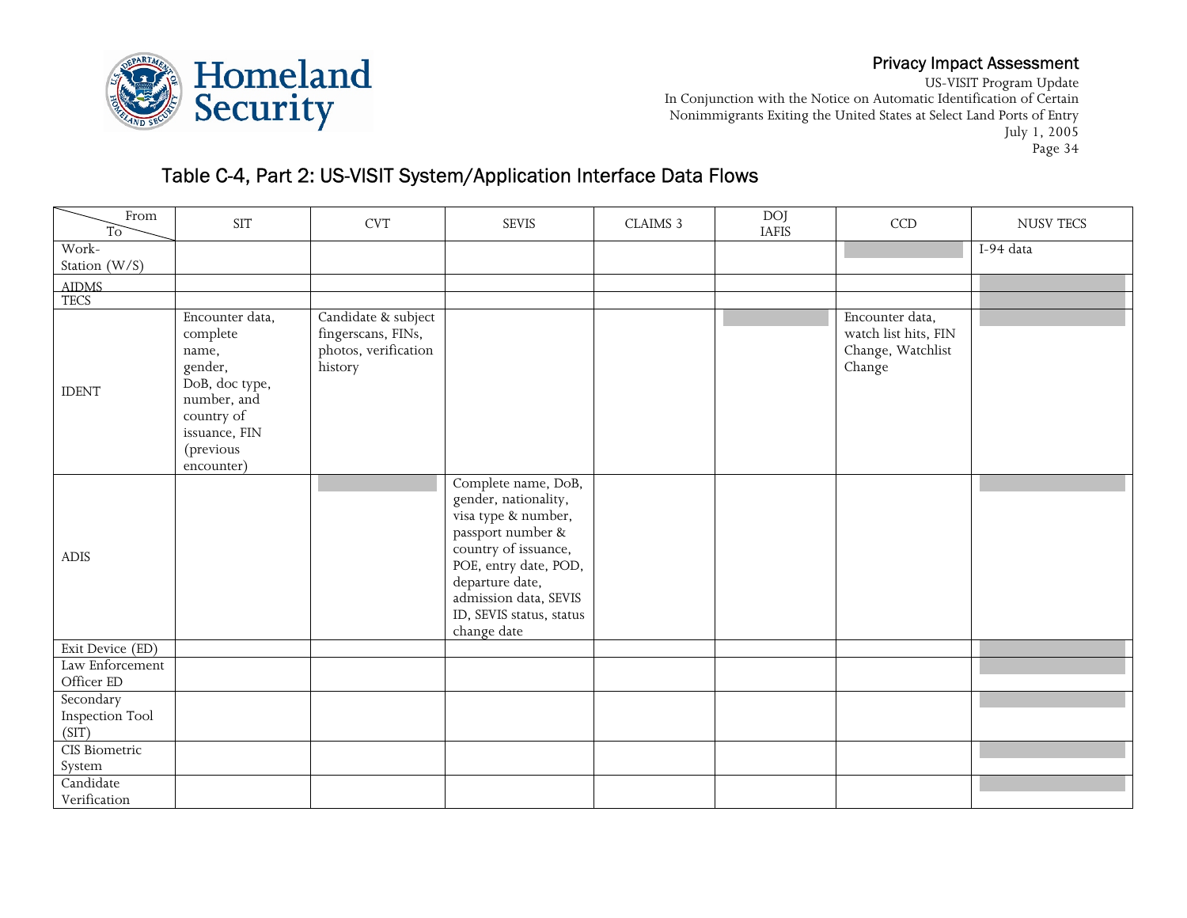## Table C-4, Part 2: US-VISIT System/Application Interface Data Flows

| From / To | SIT | CVT | SEVIS | CLAIMS 3 | DOJ IAFIS | CCD | NUSV TECS |
|---|---|---|---|---|---|---|---|
| Work-Station (W/S) | | | | | | | I-94 data |
| AIDMS | | | | | | | |
| TECS | | | | | | | |
| IDENT | Encounter data, complete name, gender, DoB, doc type, number, and country of issuance, FIN (previous encounter) | Candidate & subject fingerscans, FINs, photos, verification history | | | | Encounter data, watch list hits, FIN Change, Watchlist Change | |
| ADIS | | | Complete name, DoB, gender, nationality, visa type & number, passport number & country of issuance, POE, entry date, POD, departure date, admission data, SEVIS ID, SEVIS status, status change date | | | | |
| Exit Device (ED) | | | | | | | |
| Law Enforcement Officer ED | | | | | | | |
| Secondary Inspection Tool (SIT) | | | | | | | |
| CIS Biometric System | | | | | | | |
| Candidate Verification | | | | | | | |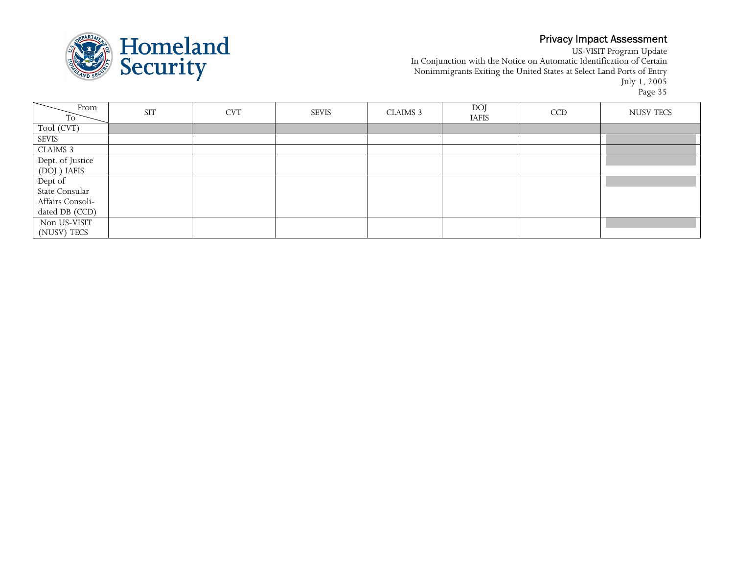| From / To | SIT | CVT | SEVIS | CLAIMS 3 | DOJ IAFIS | CCD | NUSV TECS |
|---|---|---|---|---|---|---|---|
| Tool (CVT) | | | | | | | |
| SEVIS | | | | | | | |
| CLAIMS 3 | | | | | | | |
| Dept. of Justice (DOJ ) IAFIS | | | | | | | |
| Dept of State Consular Affairs Consolidated DB (CCD) | | | | | | | |
| Non US-VISIT (NUSV) TECS | | | | | | | |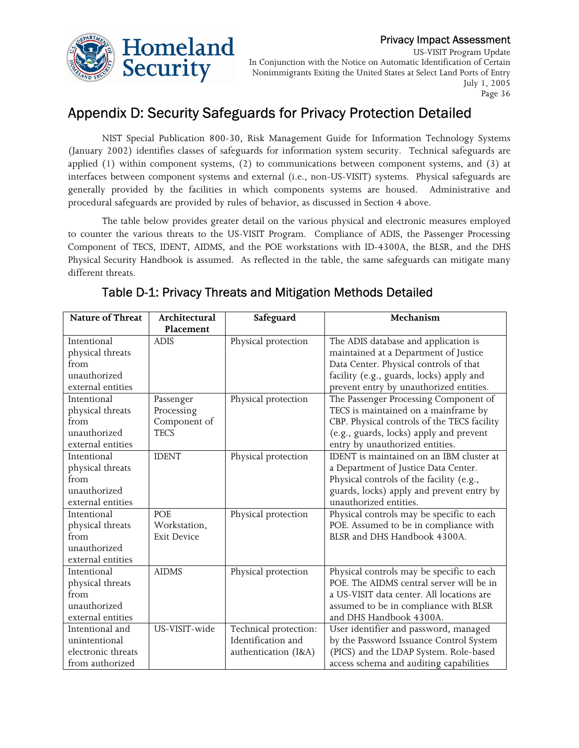# Appendix D: Security Safeguards for Privacy Protection Detailed

NIST Special Publication 800-30, Risk Management Guide for Information Technology Systems (January 2002) identifies classes of safeguards for information system security. Technical safeguards are applied (1) within component systems, (2) to communications between component systems, and (3) at interfaces between component systems and external (i.e., non-US-VISIT) systems. Physical safeguards are generally provided by the facilities in which components systems are housed. Administrative and procedural safeguards are provided by rules of behavior, as discussed in Section 4 above.

The table below provides greater detail on the various physical and electronic measures employed to counter the various threats to the US-VISIT Program. Compliance of ADIS, the Passenger Processing Component of TECS, IDENT, AIDMS, and the POE workstations with ID-4300A, the BLSR, and the DHS Physical Security Handbook is assumed. As reflected in the table, the same safeguards can mitigate many different threats.

## Table D-1: Privacy Threats and Mitigation Methods Detailed

| Nature of Threat | Architectural Placement | Safeguard | Mechanism |
|---|---|---|---|
| Intentional physical threats from unauthorized external entities | ADIS | Physical protection | The ADIS database and application is maintained at a Department of Justice Data Center. Physical controls of that facility (e.g., guards, locks) apply and prevent entry by unauthorized entities. |
| Intentional physical threats from unauthorized external entities | Passenger Processing Component of TECS | Physical protection | The Passenger Processing Component of TECS is maintained on a mainframe by CBP. Physical controls of the TECS facility (e.g., guards, locks) apply and prevent entry by unauthorized entities. |
| Intentional physical threats from unauthorized external entities | IDENT | Physical protection | IDENT is maintained on an IBM cluster at a Department of Justice Data Center. Physical controls of the facility (e.g., guards, locks) apply and prevent entry by unauthorized entities. |
| Intentional physical threats from unauthorized external entities | POE Workstation, Exit Device | Physical protection | Physical controls may be specific to each POE. Assumed to be in compliance with BLSR and DHS Handbook 4300A. |
| Intentional physical threats from unauthorized external entities | AIDMS | Physical protection | Physical controls may be specific to each POE. The AIDMS central server will be in a US-VISIT data center. All locations are assumed to be in compliance with BLSR and DHS Handbook 4300A. |
| Intentional and unintentional electronic threats from authorized | US-VISIT-wide | Technical protection: Identification and authentication (I&A) | User identifier and password, managed by the Password Issuance Control System (PICS) and the LDAP System. Role-based access schema and auditing capabilities |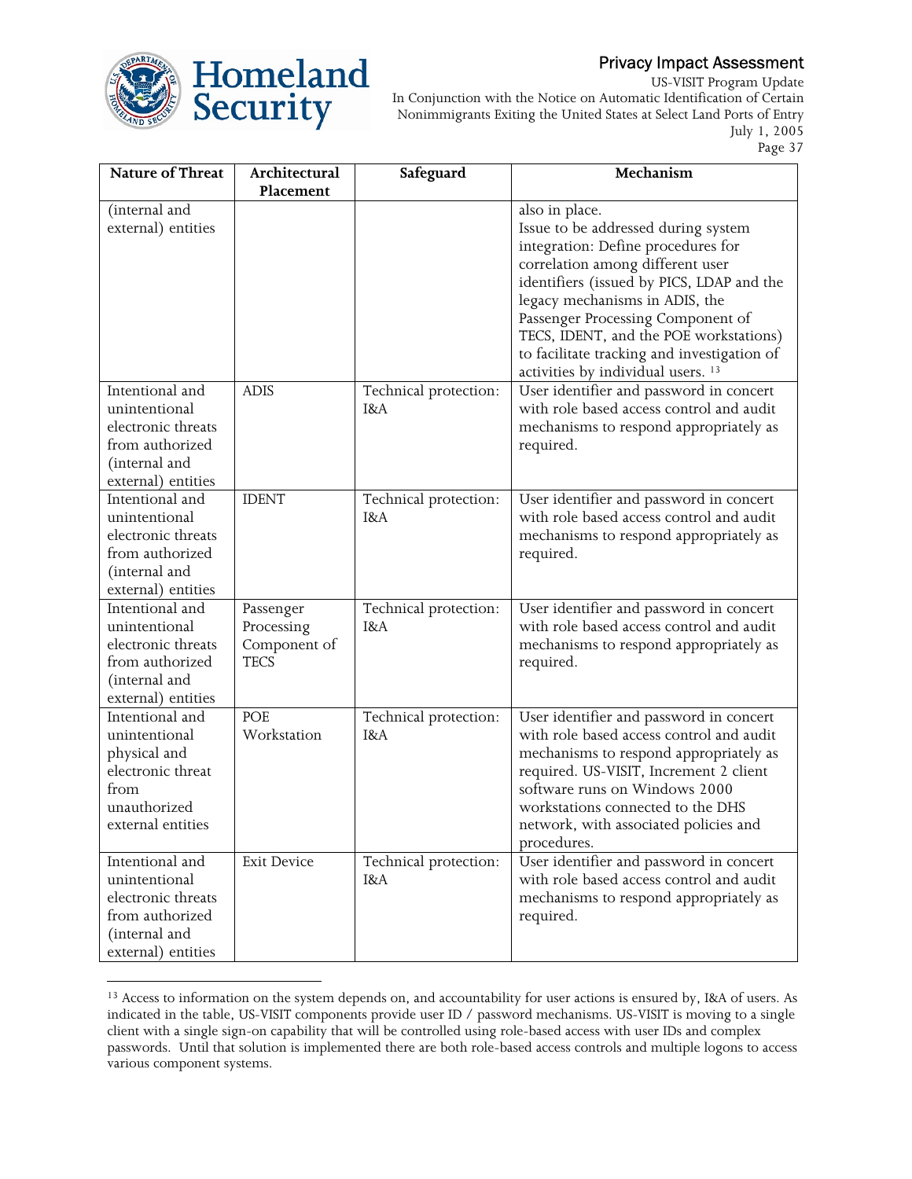| Nature of Threat | Architectural Placement | Safeguard | Mechanism |
|---|---|---|---|
| (internal and external) entities | | | also in place. Issue to be addressed during system integration: Define procedures for correlation among different user identifiers (issued by PICS, LDAP and the legacy mechanisms in ADIS, the Passenger Processing Component of TECS, IDENT, and the POE workstations) to facilitate tracking and investigation of activities by individual users. [13] |
| Intentional and unintentional electronic threats from authorized (internal and external) entities | ADIS | Technical protection: I&A | User identifier and password in concert with role based access control and audit mechanisms to respond appropriately as required. |
| Intentional and unintentional electronic threats from authorized (internal and external) entities | IDENT | Technical protection: I&A | User identifier and password in concert with role based access control and audit mechanisms to respond appropriately as required. |
| Intentional and unintentional electronic threats from authorized (internal and external) entities | Passenger Processing Component of TECS | Technical protection: I&A | User identifier and password in concert with role based access control and audit mechanisms to respond appropriately as required. |
| Intentional and unintentional physical and electronic threat from unauthorized external entities | POE Workstation | Technical protection: I&A | User identifier and password in concert with role based access control and audit mechanisms to respond appropriately as required. US-VISIT, Increment 2 client software runs on Windows 2000 workstations connected to the DHS network, with associated policies and procedures. |
| Intentional and unintentional electronic threats from authorized (internal and external) entities | Exit Device | Technical protection: I&A | User identifier and password in concert with role based access control and audit mechanisms to respond appropriately as required. |

[13] Access to information on the system depends on, and accountability for user actions is ensured by, I&A of users. As indicated in the table, US-VISIT components provide user ID / password mechanisms. US-VISIT is moving to a single client with a single sign-on capability that will be controlled using role-based access with user IDs and complex passwords. Until that solution is implemented there are both role-based access controls and multiple logons to access various component systems.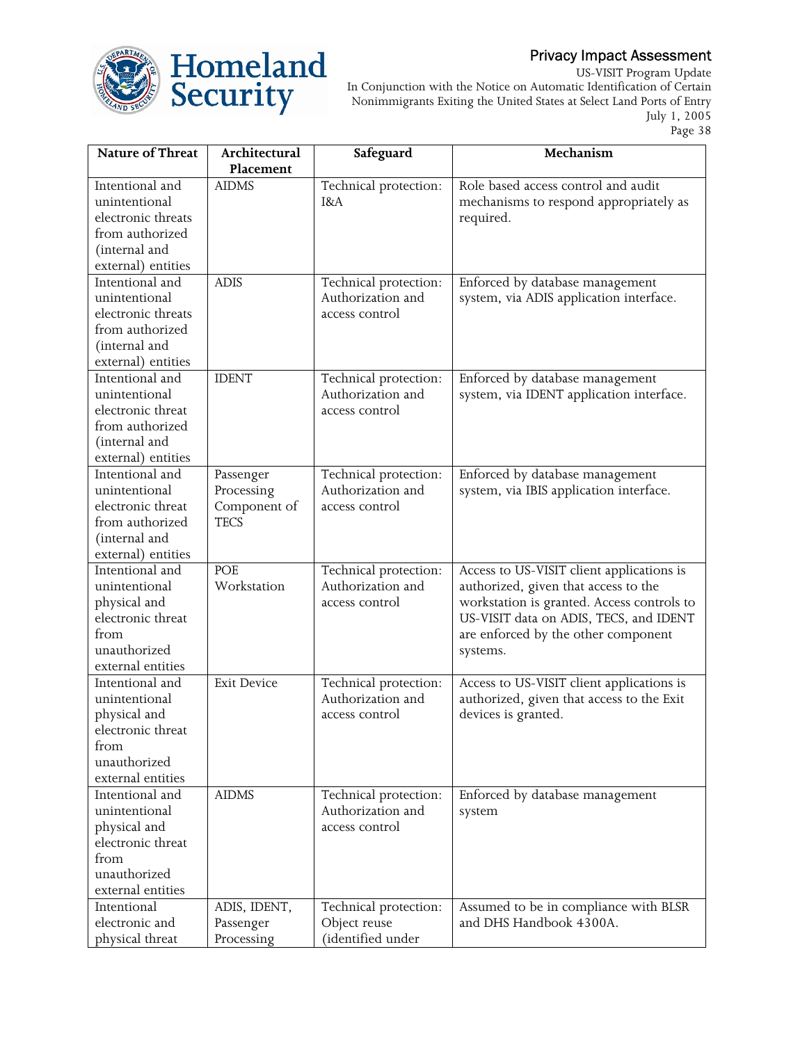| Nature of Threat | Architectural Placement | Safeguard | Mechanism |
|---|---|---|---|
| Intentional and unintentional electronic threats from authorized (internal and external) entities | AIDMS | Technical protection: I&A | Role based access control and audit mechanisms to respond appropriately as required. |
| Intentional and unintentional electronic threats from authorized (internal and external) entities | ADIS | Technical protection: Authorization and access control | Enforced by database management system, via ADIS application interface. |
| Intentional and unintentional electronic threat from authorized (internal and external) entities | IDENT | Technical protection: Authorization and access control | Enforced by database management system, via IDENT application interface. |
| Intentional and unintentional electronic threat from authorized (internal and external) entities | Passenger Processing Component of TECS | Technical protection: Authorization and access control | Enforced by database management system, via IBIS application interface. |
| Intentional and unintentional physical and electronic threat from unauthorized external entities | POE Workstation | Technical protection: Authorization and access control | Access to US-VISIT client applications is authorized, given that access to the workstation is granted. Access controls to US-VISIT data on ADIS, TECS, and IDENT are enforced by the other component systems. |
| Intentional and unintentional physical and electronic threat from unauthorized external entities | Exit Device | Technical protection: Authorization and access control | Access to US-VISIT client applications is authorized, given that access to the Exit devices is granted. |
| Intentional and unintentional physical and electronic threat from unauthorized external entities | AIDMS | Technical protection: Authorization and access control | Enforced by database management system |
| Intentional electronic and physical threat | ADIS, IDENT, Passenger Processing | Technical protection: Object reuse (identified under | Assumed to be in compliance with BLSR and DHS Handbook 4300A. |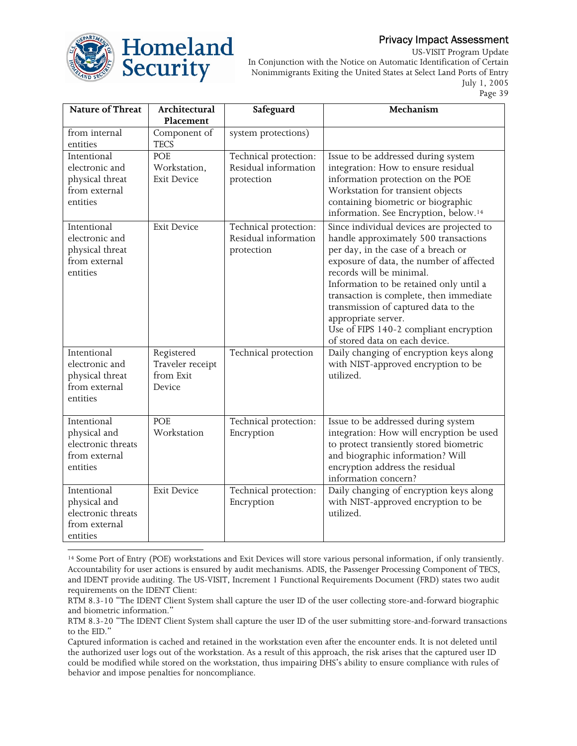| Nature of Threat | Architectural Placement | Safeguard | Mechanism |
|---|---|---|---|
| from internal entities | Component of TECS | system protections) | |
| Intentional electronic and physical threat from external entities | POE Workstation, Exit Device | Technical protection: Residual information protection | Issue to be addressed during system integration: How to ensure residual information protection on the POE Workstation for transient objects containing biometric or biographic information. See Encryption, below.[14] |
| Intentional electronic and physical threat from external entities | Exit Device | Technical protection: Residual information protection | Since individual devices are projected to handle approximately 500 transactions per day, in the case of a breach or exposure of data, the number of affected records will be minimal. Information to be retained only until a transaction is complete, then immediate transmission of captured data to the appropriate server. Use of FIPS 140-2 compliant encryption of stored data on each device. |
| Intentional electronic and physical threat from external entities | Registered Traveler receipt from Exit Device | Technical protection | Daily changing of encryption keys along with NIST-approved encryption to be utilized. |
| Intentional physical and electronic threats from external entities | POE Workstation | Technical protection: Encryption | Issue to be addressed during system integration: How will encryption be used to protect transiently stored biometric and biographic information? Will encryption address the residual information concern? |
| Intentional physical and electronic threats from external entities | Exit Device | Technical protection: Encryption | Daily changing of encryption keys along with NIST-approved encryption to be utilized. |

[14] Some Port of Entry (POE) workstations and Exit Devices will store various personal information, if only transiently. Accountability for user actions is ensured by audit mechanisms. ADIS, the Passenger Processing Component of TECS, and IDENT provide auditing. The US-VISIT, Increment 1 Functional Requirements Document (FRD) states two audit requirements on the IDENT Client:

RTM 8.3-10 "The IDENT Client System shall capture the user ID of the user collecting store-and-forward biographic and biometric information."

RTM 8.3-20 "The IDENT Client System shall capture the user ID of the user submitting store-and-forward transactions to the EID."

Captured information is cached and retained in the workstation even after the encounter ends. It is not deleted until the authorized user logs out of the workstation. As a result of this approach, the risk arises that the captured user ID could be modified while stored on the workstation, thus impairing DHS's ability to ensure compliance with rules of behavior and impose penalties for noncompliance.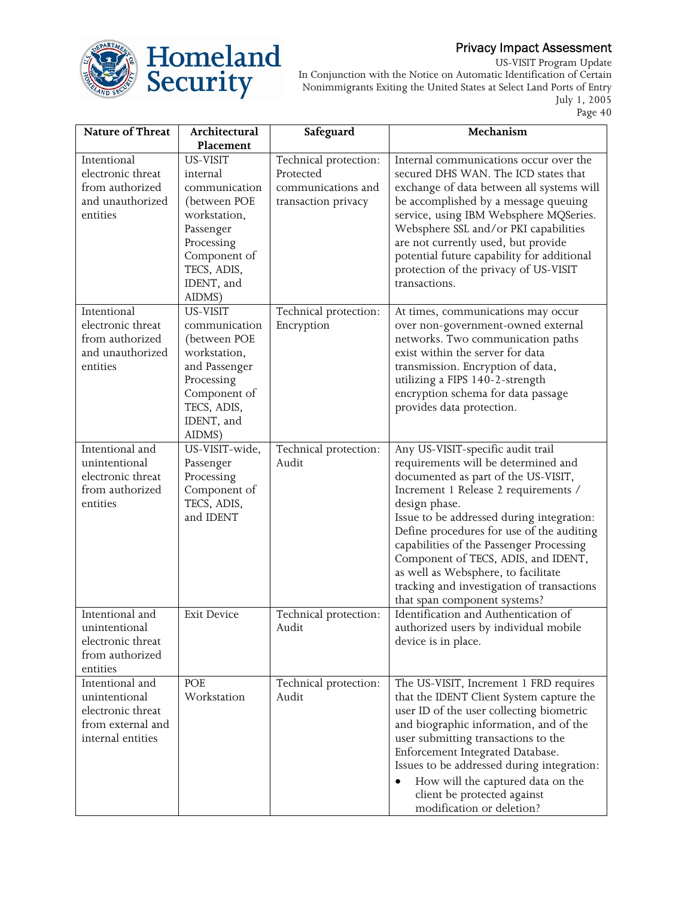| Nature of Threat | Architectural Placement | Safeguard | Mechanism |
|---|---|---|---|
| Intentional electronic threat from authorized and unauthorized entities | US-VISIT internal communication (between POE workstation, Passenger Processing Component of TECS, ADIS, IDENT, and AIDMS) | Technical protection: Protected communications and transaction privacy | Internal communications occur over the secured DHS WAN. The ICD states that exchange of data between all systems will be accomplished by a message queuing service, using IBM Websphere MQSeries. Websphere SSL and/or PKI capabilities are not currently used, but provide potential future capability for additional protection of the privacy of US-VISIT transactions. |
| Intentional electronic threat from authorized and unauthorized entities | US-VISIT communication (between POE workstation, and Passenger Processing Component of TECS, ADIS, IDENT, and AIDMS) | Technical protection: Encryption | At times, communications may occur over non-government-owned external networks. Two communication paths exist within the server for data transmission. Encryption of data, utilizing a FIPS 140-2-strength encryption schema for data passage provides data protection. |
| Intentional and unintentional electronic threat from authorized entities | US-VISIT-wide, Passenger Processing Component of TECS, ADIS, and IDENT | Technical protection: Audit | Any US-VISIT-specific audit trail requirements will be determined and documented as part of the US-VISIT, Increment 1 Release 2 requirements / design phase.<br>Issue to be addressed during integration: Define procedures for use of the auditing capabilities of the Passenger Processing Component of TECS, ADIS, and IDENT, as well as Websphere, to facilitate tracking and investigation of transactions that span component systems? |
| Intentional and unintentional electronic threat from authorized entities | Exit Device | Technical protection: Audit | Identification and Authentication of authorized users by individual mobile device is in place. |
| Intentional and unintentional electronic threat from external and internal entities | POE Workstation | Technical protection: Audit | The US-VISIT, Increment 1 FRD requires that the IDENT Client System capture the user ID of the user collecting biometric and biographic information, and of the user submitting transactions to the Enforcement Integrated Database.<br>Issues to be addressed during integration:<br>• How will the captured data on the client be protected against modification or deletion? |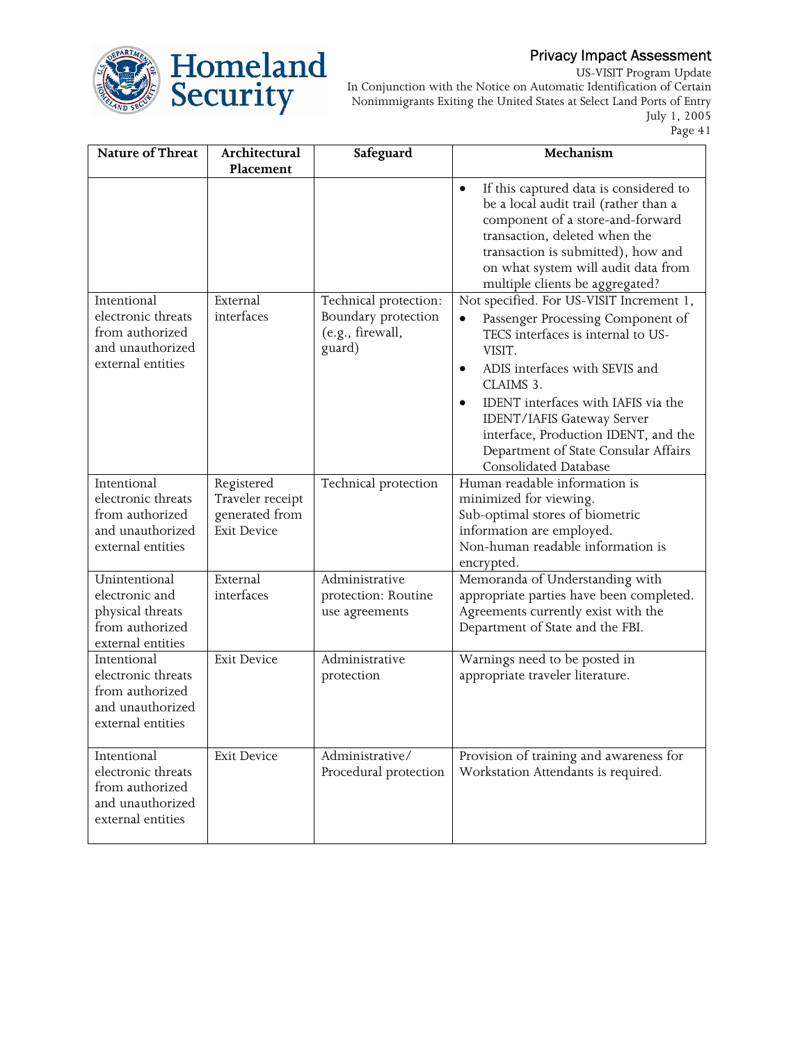| Nature of Threat | Architectural Placement | Safeguard | Mechanism |
|---|---|---|---|
| | | | • If this captured data is considered to be a local audit trail (rather than a component of a store-and-forward transaction, deleted when the transaction is submitted), how and on what system will audit data from multiple clients be aggregated? |
| Intentional electronic threats from authorized and unauthorized external entities | External interfaces | Technical protection: Boundary protection (e.g., firewall, guard) | Not specified. For US-VISIT Increment 1, <br>• Passenger Processing Component of TECS interfaces is internal to US-VISIT. <br>• ADIS interfaces with SEVIS and CLAIMS 3. <br>• IDENT interfaces with IAFIS via the IDENT/IAFIS Gateway Server interface, Production IDENT, and the Department of State Consular Affairs Consolidated Database |
| Intentional electronic threats from authorized and unauthorized external entities | Registered Traveler receipt generated from Exit Device | Technical protection | Human readable information is minimized for viewing. <br>Sub-optimal stores of biometric information are employed. <br>Non-human readable information is encrypted. |
| Unintentional electronic and physical threats from authorized external entities | External interfaces | Administrative protection: Routine use agreements | Memoranda of Understanding with appropriate parties have been completed. Agreements currently exist with the Department of State and the FBI. |
| Intentional electronic threats from authorized and unauthorized external entities | Exit Device | Administrative protection | Warnings need to be posted in appropriate traveler literature. |
| Intentional electronic threats from authorized and unauthorized external entities | Exit Device | Administrative/ Procedural protection | Provision of training and awareness for Workstation Attendants is required. |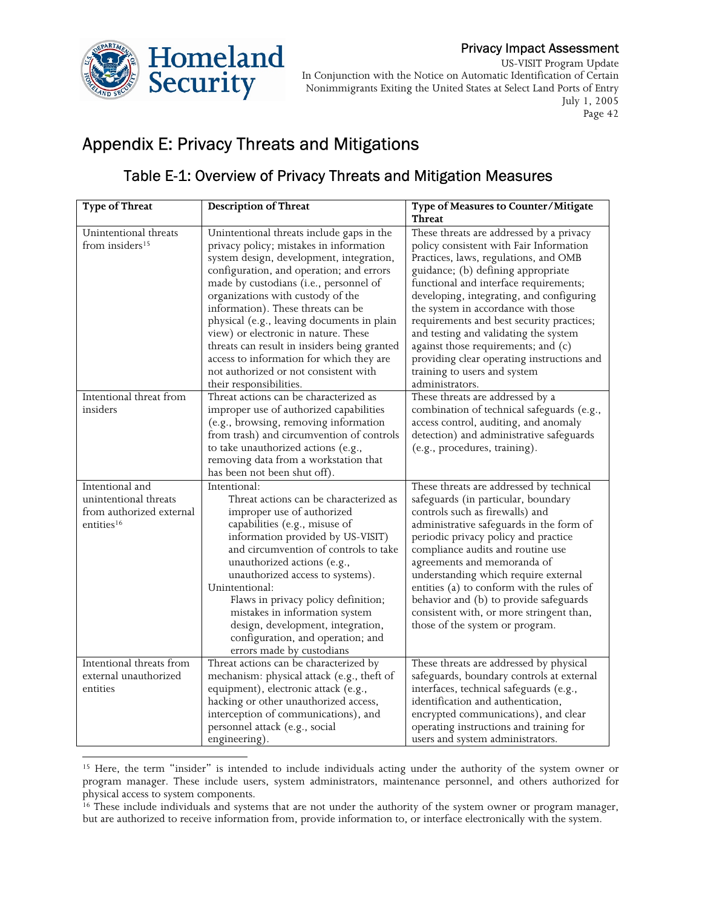# Appendix E: Privacy Threats and Mitigations

## Table E-1: Overview of Privacy Threats and Mitigation Measures

| Type of Threat | Description of Threat | Type of Measures to Counter/Mitigate Threat |
|---|---|---|
| Unintentional threats from insiders[15] | Unintentional threats include gaps in the privacy policy; mistakes in information system design, development, integration, configuration, and operation; and errors made by custodians (i.e., personnel of organizations with custody of the information). These threats can be physical (e.g., leaving documents in plain view) or electronic in nature. These threats can result in insiders being granted access to information for which they are not authorized or not consistent with their responsibilities. | These threats are addressed by a privacy policy consistent with Fair Information Practices, laws, regulations, and OMB guidance; (b) defining appropriate functional and interface requirements; developing, integrating, and configuring the system in accordance with those requirements and best security practices; and testing and validating the system against those requirements; and (c) providing clear operating instructions and training to users and system administrators. |
| Intentional threat from insiders | Threat actions can be characterized as improper use of authorized capabilities (e.g., browsing, removing information from trash) and circumvention of controls to take unauthorized actions (e.g., removing data from a workstation that has been not been shut off). | These threats are addressed by a combination of technical safeguards (e.g., access control, auditing, and anomaly detection) and administrative safeguards (e.g., procedures, training). |
| Intentional and unintentional threats from authorized external entities[16] | Intentional: Threat actions can be characterized as improper use of authorized capabilities (e.g., misuse of information provided by US-VISIT) and circumvention of controls to take unauthorized actions (e.g., unauthorized access to systems). Unintentional: Flaws in privacy policy definition; mistakes in information system design, development, integration, configuration, and operation; and errors made by custodians | These threats are addressed by technical safeguards (in particular, boundary controls such as firewalls) and administrative safeguards in the form of periodic privacy policy and practice compliance audits and routine use agreements and memoranda of understanding which require external entities (a) to conform with the rules of behavior and (b) to provide safeguards consistent with, or more stringent than, those of the system or program. |
| Intentional threats from external unauthorized entities | Threat actions can be characterized by mechanism: physical attack (e.g., theft of equipment), electronic attack (e.g., hacking or other unauthorized access, interception of communications), and personnel attack (e.g., social engineering). | These threats are addressed by physical safeguards, boundary controls at external interfaces, technical safeguards (e.g., identification and authentication, encrypted communications), and clear operating instructions and training for users and system administrators. |

[15] Here, the term "insider" is intended to include individuals acting under the authority of the system owner or program manager. These include users, system administrators, maintenance personnel, and others authorized for physical access to system components.

[16] These include individuals and systems that are not under the authority of the system owner or program manager, but are authorized to receive information from, provide information to, or interface electronically with the system.